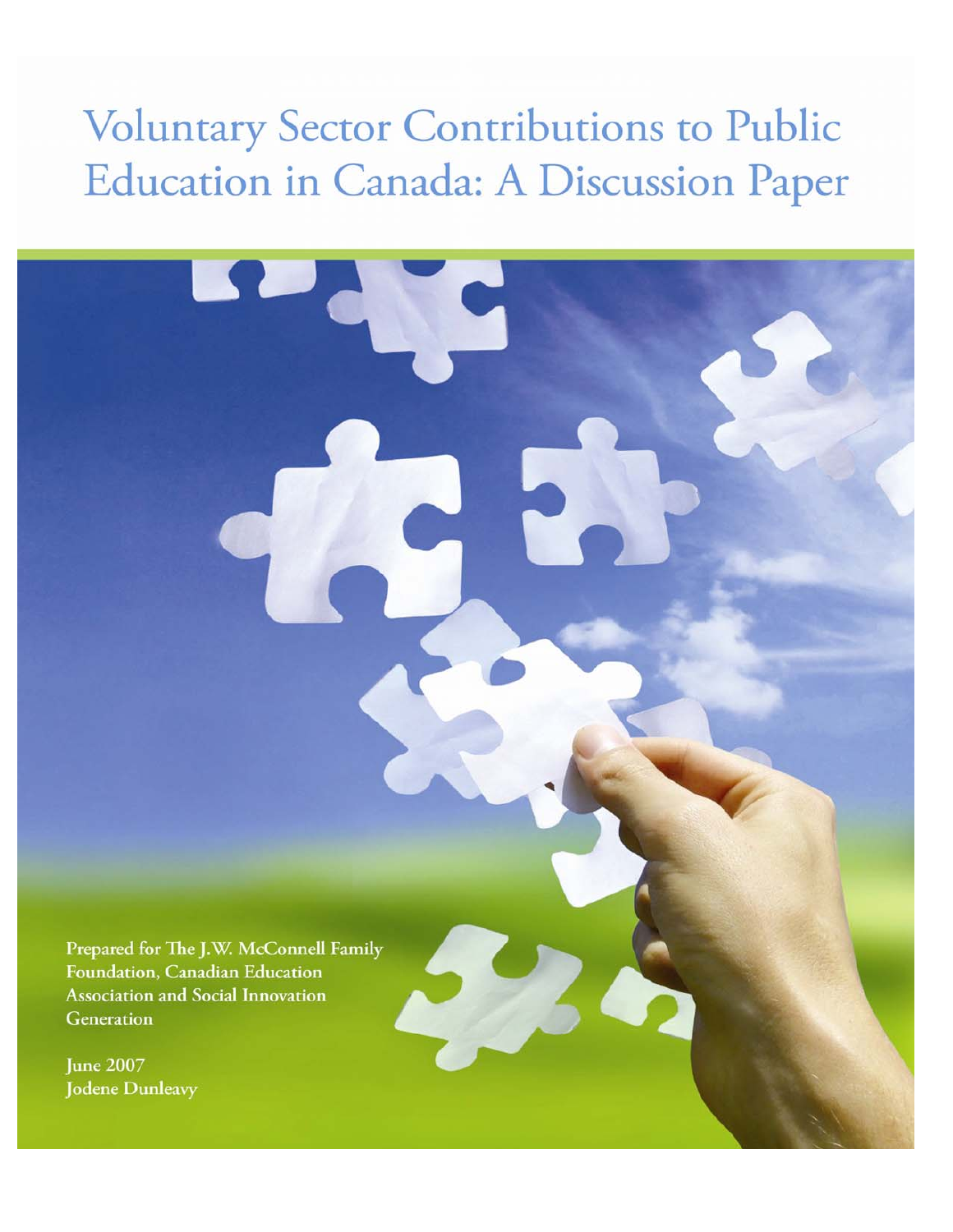# Voluntary Sector Contributions to Public Education in Canada: A Discussion Paper

Prepared for The J.W. McConnell Family Foundation, Canadian Education Association and Social Innovation Generation

June 2007
Jodene Dunleavy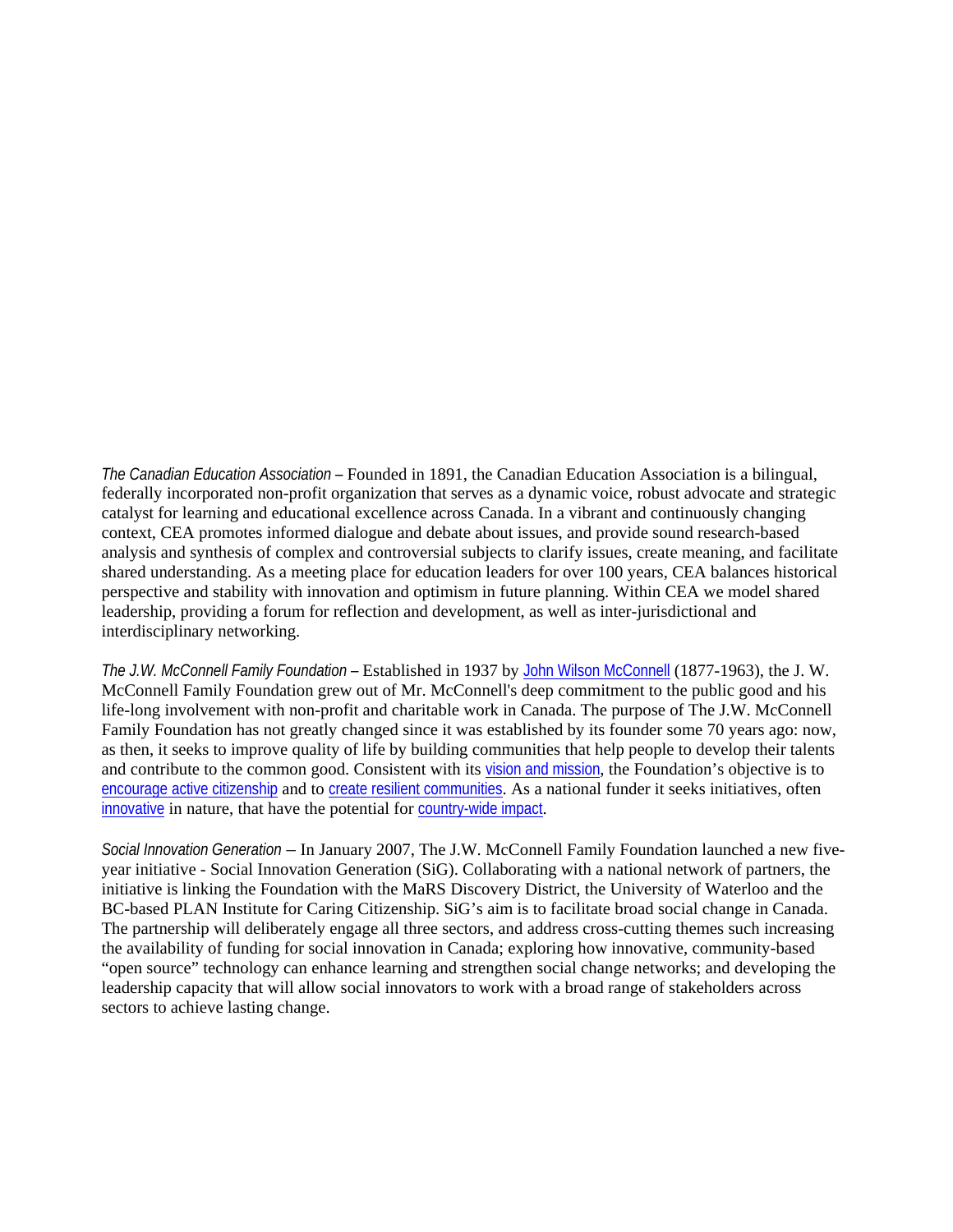*The Canadian Education Association* – Founded in 1891, the Canadian Education Association is a bilingual, federally incorporated non-profit organization that serves as a dynamic voice, robust advocate and strategic catalyst for learning and educational excellence across Canada. In a vibrant and continuously changing context, CEA promotes informed dialogue and debate about issues, and provide sound research-based analysis and synthesis of complex and controversial subjects to clarify issues, create meaning, and facilitate shared understanding. As a meeting place for education leaders for over 100 years, CEA balances historical perspective and stability with innovation and optimism in future planning. Within CEA we model shared leadership, providing a forum for reflection and development, as well as inter-jurisdictional and interdisciplinary networking.

*The J.W. McConnell Family Foundation* – Established in 1937 by John Wilson McConnell (1877-1963), the J. W. McConnell Family Foundation grew out of Mr. McConnell's deep commitment to the public good and his life-long involvement with non-profit and charitable work in Canada. The purpose of The J.W. McConnell Family Foundation has not greatly changed since it was established by its founder some 70 years ago: now, as then, it seeks to improve quality of life by building communities that help people to develop their talents and contribute to the common good. Consistent with its vision and mission, the Foundation's objective is to encourage active citizenship and to create resilient communities. As a national funder it seeks initiatives, often innovative in nature, that have the potential for country-wide impact.

*Social Innovation Generation* – In January 2007, The J.W. McConnell Family Foundation launched a new five-year initiative - Social Innovation Generation (SiG). Collaborating with a national network of partners, the initiative is linking the Foundation with the MaRS Discovery District, the University of Waterloo and the BC-based PLAN Institute for Caring Citizenship. SiG's aim is to facilitate broad social change in Canada. The partnership will deliberately engage all three sectors, and address cross-cutting themes such increasing the availability of funding for social innovation in Canada; exploring how innovative, community-based "open source" technology can enhance learning and strengthen social change networks; and developing the leadership capacity that will allow social innovators to work with a broad range of stakeholders across sectors to achieve lasting change.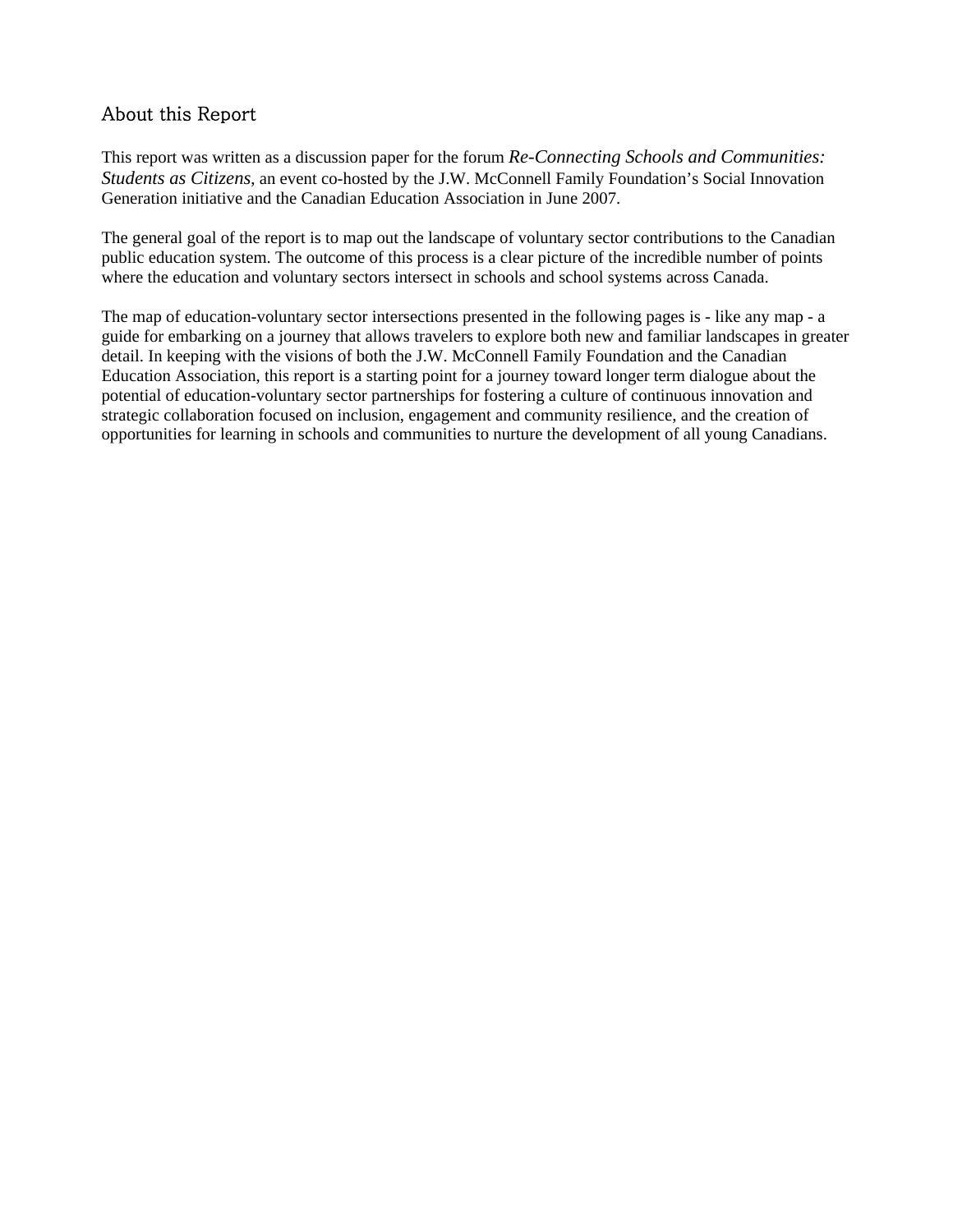## About this Report

This report was written as a discussion paper for the forum *Re-Connecting Schools and Communities: Students as Citizens*, an event co-hosted by the J.W. McConnell Family Foundation's Social Innovation Generation initiative and the Canadian Education Association in June 2007.

The general goal of the report is to map out the landscape of voluntary sector contributions to the Canadian public education system. The outcome of this process is a clear picture of the incredible number of points where the education and voluntary sectors intersect in schools and school systems across Canada.

The map of education-voluntary sector intersections presented in the following pages is - like any map - a guide for embarking on a journey that allows travelers to explore both new and familiar landscapes in greater detail. In keeping with the visions of both the J.W. McConnell Family Foundation and the Canadian Education Association, this report is a starting point for a journey toward longer term dialogue about the potential of education-voluntary sector partnerships for fostering a culture of continuous innovation and strategic collaboration focused on inclusion, engagement and community resilience, and the creation of opportunities for learning in schools and communities to nurture the development of all young Canadians.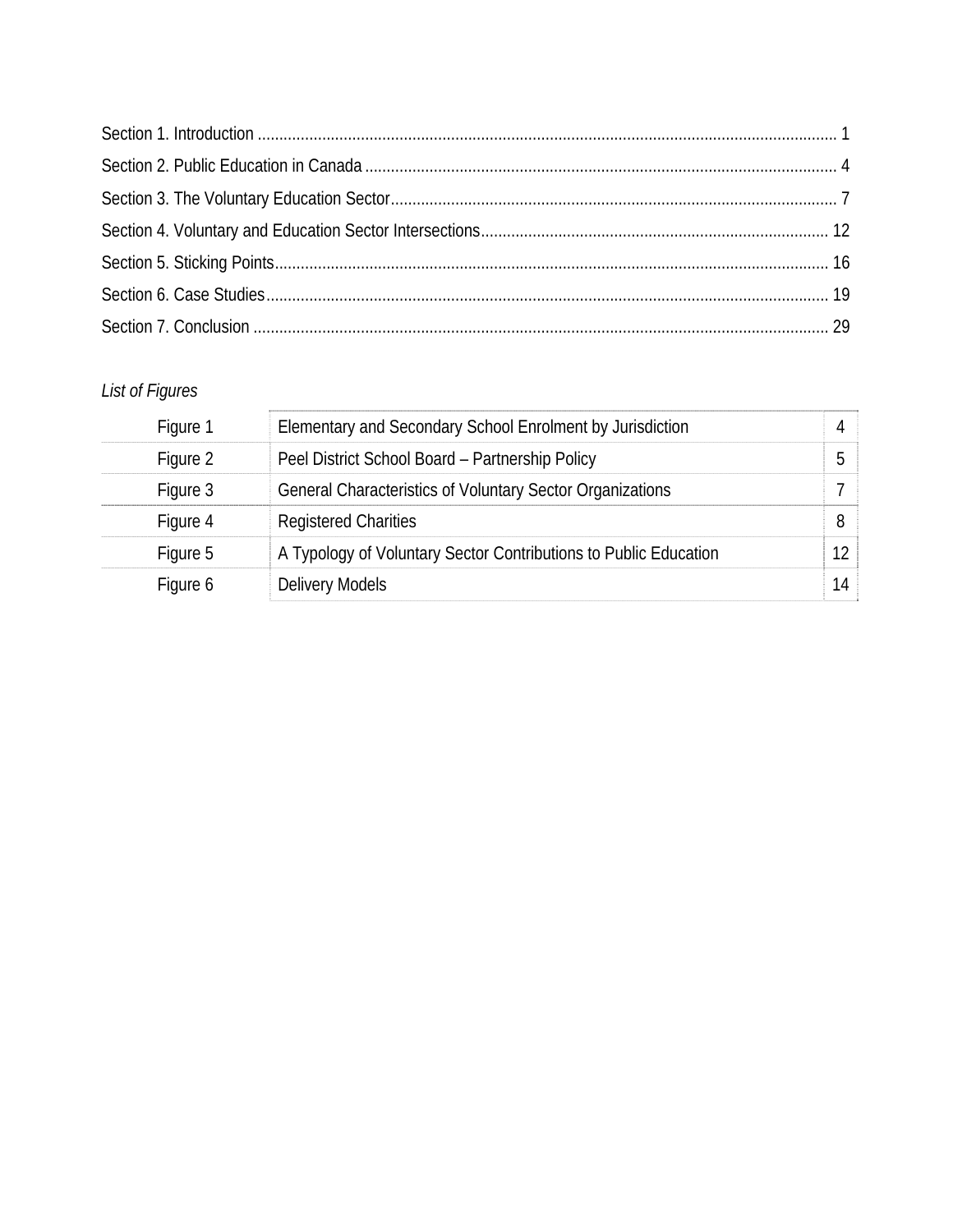Section 1. Introduction ........................................................................................................................... 1

Section 2. Public Education in Canada ................................................................................................ 4

Section 3. The Voluntary Education Sector........................................................................................ 7

Section 4. Voluntary and Education Sector Intersections.................................................................. 12

Section 5. Sticking Points.................................................................................................................. 16

Section 6. Case Studies..................................................................................................................... 19

Section 7. Conclusion ....................................................................................................................... 29

*List of Figures*

| | | |
|---|---|---|
| Figure 1 | Elementary and Secondary School Enrolment by Jurisdiction | 4 |
| Figure 2 | Peel District School Board – Partnership Policy | 5 |
| Figure 3 | General Characteristics of Voluntary Sector Organizations | 7 |
| Figure 4 | Registered Charities | 8 |
| Figure 5 | A Typology of Voluntary Sector Contributions to Public Education | 12 |
| Figure 6 | Delivery Models | 14 |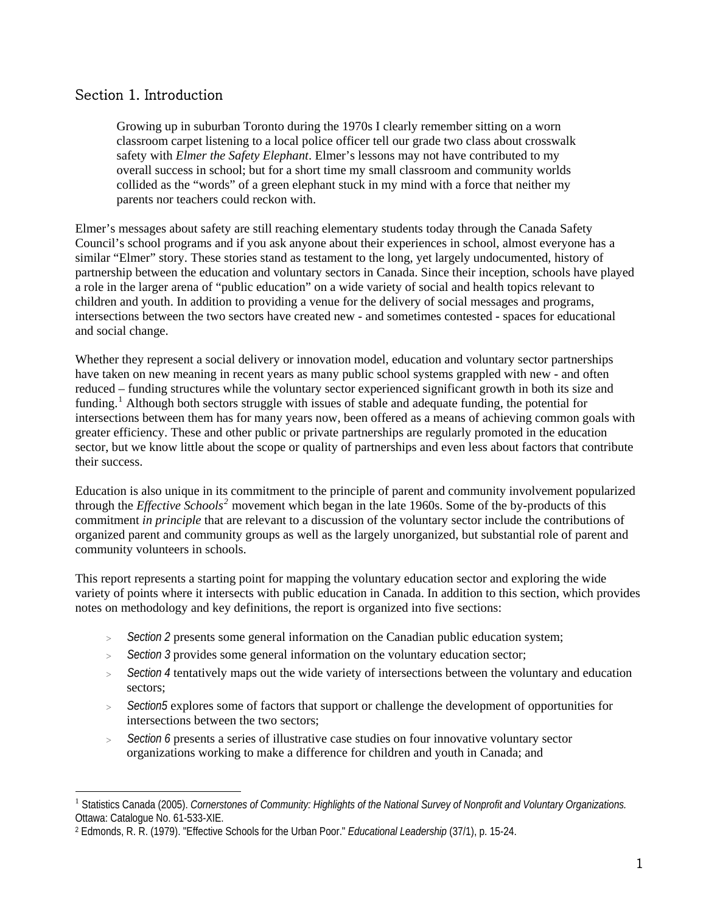## Section 1. Introduction

> Growing up in suburban Toronto during the 1970s I clearly remember sitting on a worn classroom carpet listening to a local police officer tell our grade two class about crosswalk safety with *Elmer the Safety Elephant*. Elmer's lessons may not have contributed to my overall success in school; but for a short time my small classroom and community worlds collided as the "words" of a green elephant stuck in my mind with a force that neither my parents nor teachers could reckon with.

Elmer's messages about safety are still reaching elementary students today through the Canada Safety Council's school programs and if you ask anyone about their experiences in school, almost everyone has a similar "Elmer" story. These stories stand as testament to the long, yet largely undocumented, history of partnership between the education and voluntary sectors in Canada. Since their inception, schools have played a role in the larger arena of "public education" on a wide variety of social and health topics relevant to children and youth. In addition to providing a venue for the delivery of social messages and programs, intersections between the two sectors have created new - and sometimes contested - spaces for educational and social change.

Whether they represent a social delivery or innovation model, education and voluntary sector partnerships have taken on new meaning in recent years as many public school systems grappled with new - and often reduced – funding structures while the voluntary sector experienced significant growth in both its size and funding.[1] Although both sectors struggle with issues of stable and adequate funding, the potential for intersections between them has for many years now, been offered as a means of achieving common goals with greater efficiency. These and other public or private partnerships are regularly promoted in the education sector, but we know little about the scope or quality of partnerships and even less about factors that contribute their success.

Education is also unique in its commitment to the principle of parent and community involvement popularized through the *Effective Schools*[2] movement which began in the late 1960s. Some of the by-products of this commitment *in principle* that are relevant to a discussion of the voluntary sector include the contributions of organized parent and community groups as well as the largely unorganized, but substantial role of parent and community volunteers in schools.

This report represents a starting point for mapping the voluntary education sector and exploring the wide variety of points where it intersects with public education in Canada. In addition to this section, which provides notes on methodology and key definitions, the report is organized into five sections:

- *Section 2* presents some general information on the Canadian public education system;
- *Section 3* provides some general information on the voluntary education sector;
- *Section 4* tentatively maps out the wide variety of intersections between the voluntary and education sectors;
- *Section5* explores some of factors that support or challenge the development of opportunities for intersections between the two sectors;
- *Section 6* presents a series of illustrative case studies on four innovative voluntary sector organizations working to make a difference for children and youth in Canada; and

---

[1] Statistics Canada (2005). *Cornerstones of Community: Highlights of the National Survey of Nonprofit and Voluntary Organizations.* Ottawa: Catalogue No. 61-533-XIE.

[2] Edmonds, R. R. (1979). "Effective Schools for the Urban Poor." *Educational Leadership* (37/1), p. 15-24.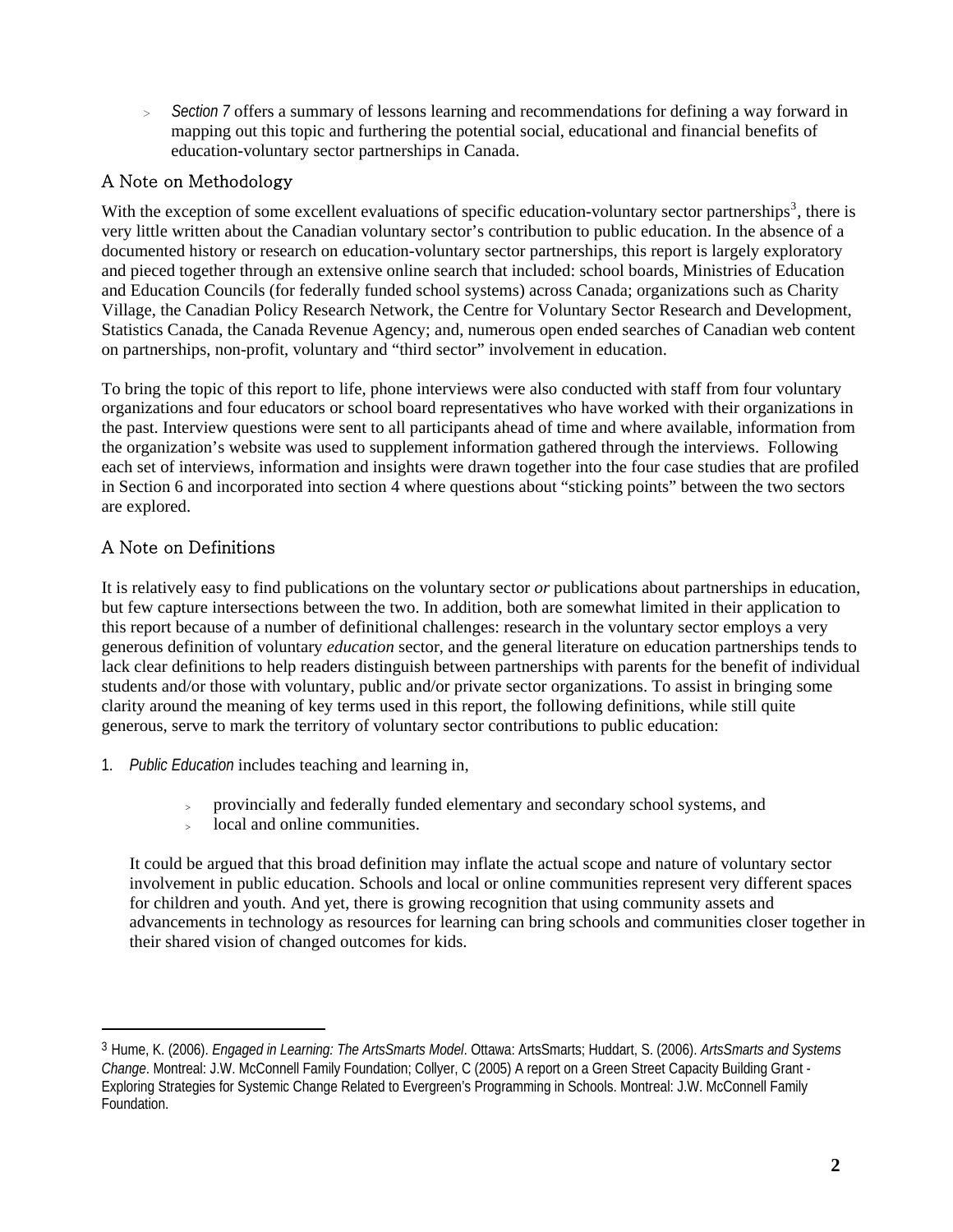- *Section 7* offers a summary of lessons learning and recommendations for defining a way forward in mapping out this topic and furthering the potential social, educational and financial benefits of education-voluntary sector partnerships in Canada.

### A Note on Methodology

With the exception of some excellent evaluations of specific education-voluntary sector partnerships[3], there is very little written about the Canadian voluntary sector's contribution to public education. In the absence of a documented history or research on education-voluntary sector partnerships, this report is largely exploratory and pieced together through an extensive online search that included: school boards, Ministries of Education and Education Councils (for federally funded school systems) across Canada; organizations such as Charity Village, the Canadian Policy Research Network, the Centre for Voluntary Sector Research and Development, Statistics Canada, the Canada Revenue Agency; and, numerous open ended searches of Canadian web content on partnerships, non-profit, voluntary and "third sector" involvement in education.

To bring the topic of this report to life, phone interviews were also conducted with staff from four voluntary organizations and four educators or school board representatives who have worked with their organizations in the past. Interview questions were sent to all participants ahead of time and where available, information from the organization's website was used to supplement information gathered through the interviews. Following each set of interviews, information and insights were drawn together into the four case studies that are profiled in Section 6 and incorporated into section 4 where questions about "sticking points" between the two sectors are explored.

### A Note on Definitions

It is relatively easy to find publications on the voluntary sector *or* publications about partnerships in education, but few capture intersections between the two. In addition, both are somewhat limited in their application to this report because of a number of definitional challenges: research in the voluntary sector employs a very generous definition of voluntary *education* sector, and the general literature on education partnerships tends to lack clear definitions to help readers distinguish between partnerships with parents for the benefit of individual students and/or those with voluntary, public and/or private sector organizations. To assist in bringing some clarity around the meaning of key terms used in this report, the following definitions, while still quite generous, serve to mark the territory of voluntary sector contributions to public education:

1. *Public Education* includes teaching and learning in,

   - provincially and federally funded elementary and secondary school systems, and
   - local and online communities.

   It could be argued that this broad definition may inflate the actual scope and nature of voluntary sector involvement in public education. Schools and local or online communities represent very different spaces for children and youth. And yet, there is growing recognition that using community assets and advancements in technology as resources for learning can bring schools and communities closer together in their shared vision of changed outcomes for kids.

---

[3] Hume, K. (2006). *Engaged in Learning: The ArtsSmarts Model*. Ottawa: ArtsSmarts; Huddart, S. (2006). *ArtsSmarts and Systems Change*. Montreal: J.W. McConnell Family Foundation; Collyer, C (2005) A report on a Green Street Capacity Building Grant - Exploring Strategies for Systemic Change Related to Evergreen's Programming in Schools. Montreal: J.W. McConnell Family Foundation.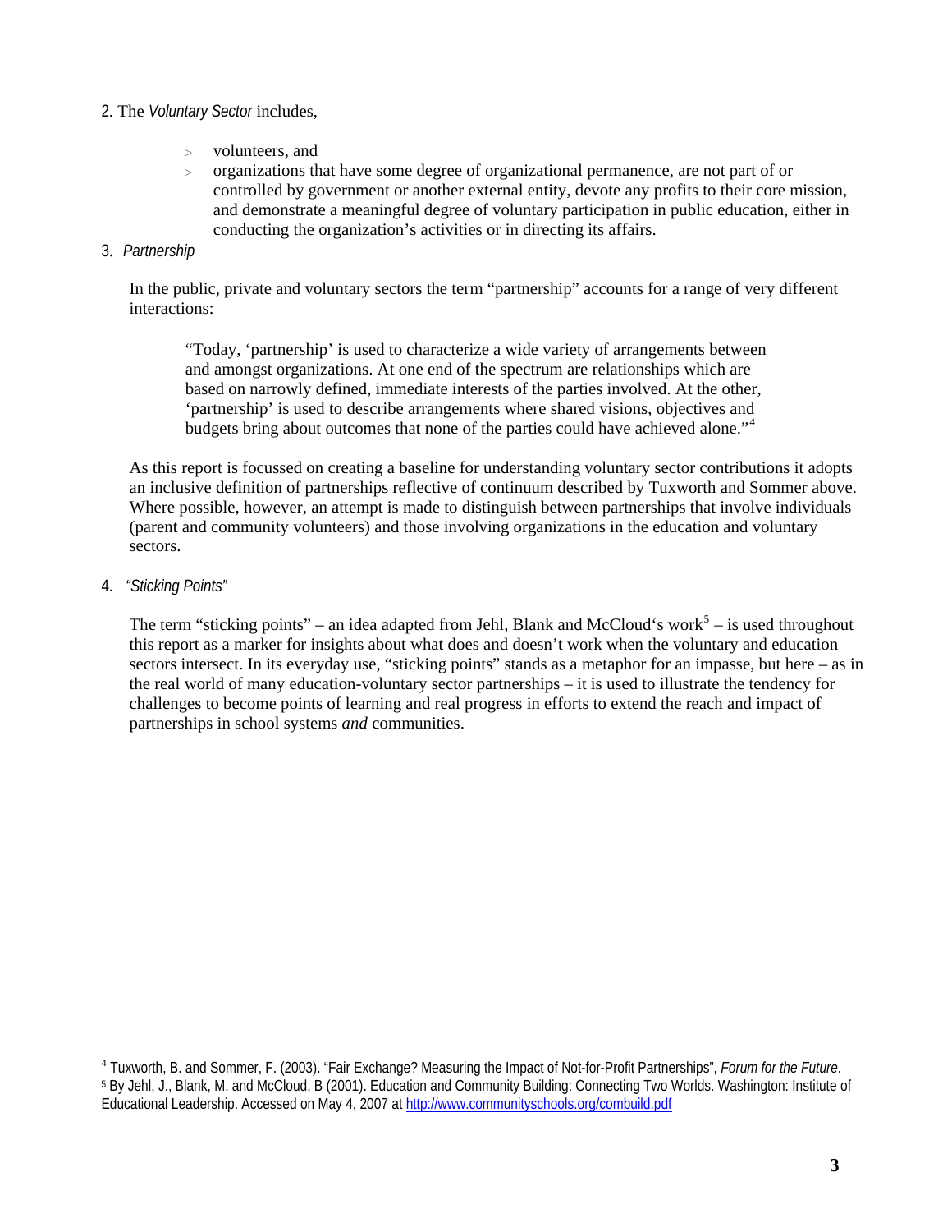2. The *Voluntary Sector* includes,

- volunteers, and
- organizations that have some degree of organizational permanence, are not part of or controlled by government or another external entity, devote any profits to their core mission, and demonstrate a meaningful degree of voluntary participation in public education, either in conducting the organization's activities or in directing its affairs.

3. *Partnership*

In the public, private and voluntary sectors the term "partnership" accounts for a range of very different interactions:

> "Today, 'partnership' is used to characterize a wide variety of arrangements between and amongst organizations. At one end of the spectrum are relationships which are based on narrowly defined, immediate interests of the parties involved. At the other, 'partnership' is used to describe arrangements where shared visions, objectives and budgets bring about outcomes that none of the parties could have achieved alone."[4]

As this report is focussed on creating a baseline for understanding voluntary sector contributions it adopts an inclusive definition of partnerships reflective of continuum described by Tuxworth and Sommer above. Where possible, however, an attempt is made to distinguish between partnerships that involve individuals (parent and community volunteers) and those involving organizations in the education and voluntary sectors.

4. *"Sticking Points"*

The term "sticking points" – an idea adapted from Jehl, Blank and McCloud's work[5] – is used throughout this report as a marker for insights about what does and doesn't work when the voluntary and education sectors intersect. In its everyday use, "sticking points" stands as a metaphor for an impasse, but here – as in the real world of many education-voluntary sector partnerships – it is used to illustrate the tendency for challenges to become points of learning and real progress in efforts to extend the reach and impact of partnerships in school systems *and* communities.

---

[4] Tuxworth, B. and Sommer, F. (2003). "Fair Exchange? Measuring the Impact of Not-for-Profit Partnerships", *Forum for the Future*.

[5] By Jehl, J., Blank, M. and McCloud, B (2001). Education and Community Building: Connecting Two Worlds. Washington: Institute of Educational Leadership. Accessed on May 4, 2007 at http://www.communityschools.org/combuild.pdf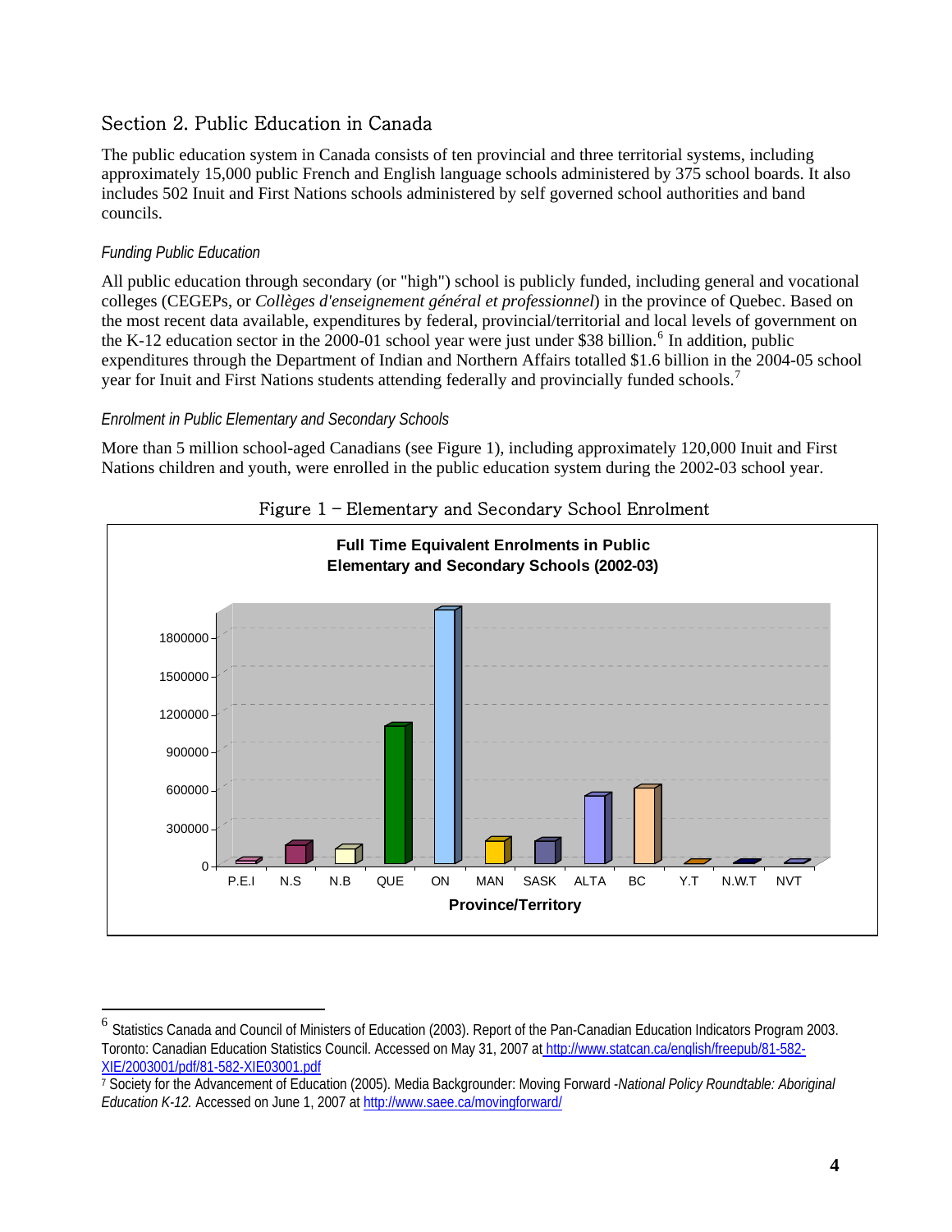## Section 2. Public Education in Canada

The public education system in Canada consists of ten provincial and three territorial systems, including approximately 15,000 public French and English language schools administered by 375 school boards. It also includes 502 Inuit and First Nations schools administered by self governed school authorities and band councils.

### *Funding Public Education*

All public education through secondary (or "high") school is publicly funded, including general and vocational colleges (CEGEPs, or *Collèges d'enseignement général et professionnel*) in the province of Quebec. Based on the most recent data available, expenditures by federal, provincial/territorial and local levels of government on the K-12 education sector in the 2000-01 school year were just under $38 billion.[6] In addition, public expenditures through the Department of Indian and Northern Affairs totalled $1.6 billion in the 2004-05 school year for Inuit and First Nations students attending federally and provincially funded schools.[7]

### *Enrolment in Public Elementary and Secondary Schools*

More than 5 million school-aged Canadians (see Figure 1), including approximately 120,000 Inuit and First Nations children and youth, were enrolled in the public education system during the 2002-03 school year.

Figure 1 – Elementary and Secondary School Enrolment

---

[6] Statistics Canada and Council of Ministers of Education (2003). Report of the Pan-Canadian Education Indicators Program 2003. Toronto: Canadian Education Statistics Council. Accessed on May 31, 2007 at http://www.statcan.ca/english/freepub/81-582-XIE/2003001/pdf/81-582-XIE03001.pdf

[7] Society for the Advancement of Education (2005). Media Backgrounder: Moving Forward -*National Policy Roundtable: Aboriginal Education K-12.* Accessed on June 1, 2007 at http://www.saee.ca/movingforward/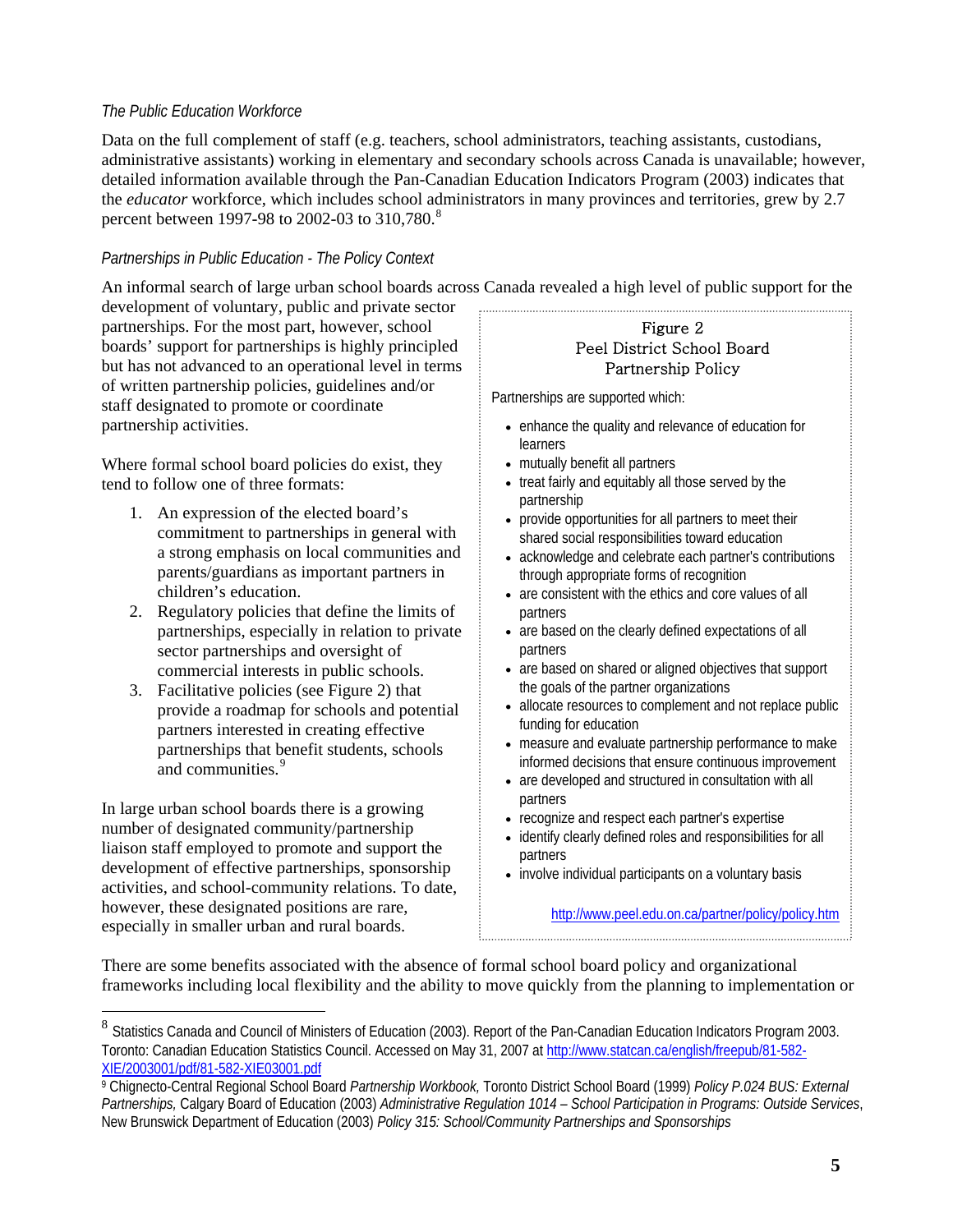*The Public Education Workforce*

Data on the full complement of staff (e.g. teachers, school administrators, teaching assistants, custodians, administrative assistants) working in elementary and secondary schools across Canada is unavailable; however, detailed information available through the Pan-Canadian Education Indicators Program (2003) indicates that the *educator* workforce, which includes school administrators in many provinces and territories, grew by 2.7 percent between 1997-98 to 2002-03 to 310,780.[8]

*Partnerships in Public Education - The Policy Context*

An informal search of large urban school boards across Canada revealed a high level of public support for the development of voluntary, public and private sector partnerships. For the most part, however, school boards' support for partnerships is highly principled but has not advanced to an operational level in terms of written partnership policies, guidelines and/or staff designated to promote or coordinate partnership activities.

Where formal school board policies do exist, they tend to follow one of three formats:

1. An expression of the elected board's commitment to partnerships in general with a strong emphasis on local communities and parents/guardians as important partners in children's education.
2. Regulatory policies that define the limits of partnerships, especially in relation to private sector partnerships and oversight of commercial interests in public schools.
3. Facilitative policies (see Figure 2) that provide a roadmap for schools and potential partners interested in creating effective partnerships that benefit students, schools and communities.[9]

In large urban school boards there is a growing number of designated community/partnership liaison staff employed to promote and support the development of effective partnerships, sponsorship activities, and school-community relations. To date, however, these designated positions are rare, especially in smaller urban and rural boards.

Figure 2
Peel District School Board
Partnership Policy

Partnerships are supported which:

- enhance the quality and relevance of education for learners
- mutually benefit all partners
- treat fairly and equitably all those served by the partnership
- provide opportunities for all partners to meet their shared social responsibilities toward education
- acknowledge and celebrate each partner's contributions through appropriate forms of recognition
- are consistent with the ethics and core values of all partners
- are based on the clearly defined expectations of all partners
- are based on shared or aligned objectives that support the goals of the partner organizations
- allocate resources to complement and not replace public funding for education
- measure and evaluate partnership performance to make informed decisions that ensure continuous improvement
- are developed and structured in consultation with all partners
- recognize and respect each partner's expertise
- identify clearly defined roles and responsibilities for all partners
- involve individual participants on a voluntary basis

http://www.peel.edu.on.ca/partner/policy/policy.htm

There are some benefits associated with the absence of formal school board policy and organizational frameworks including local flexibility and the ability to move quickly from the planning to implementation or

---

[8] Statistics Canada and Council of Ministers of Education (2003). Report of the Pan-Canadian Education Indicators Program 2003. Toronto: Canadian Education Statistics Council. Accessed on May 31, 2007 at http://www.statcan.ca/english/freepub/81-582-XIE/2003001/pdf/81-582-XIE03001.pdf

[9] Chignecto-Central Regional School Board *Partnership Workbook,* Toronto District School Board (1999) *Policy P.024 BUS: External Partnerships,* Calgary Board of Education (2003) *Administrative Regulation 1014 – School Participation in Programs: Outside Services*, New Brunswick Department of Education (2003) *Policy 315: School/Community Partnerships and Sponsorships*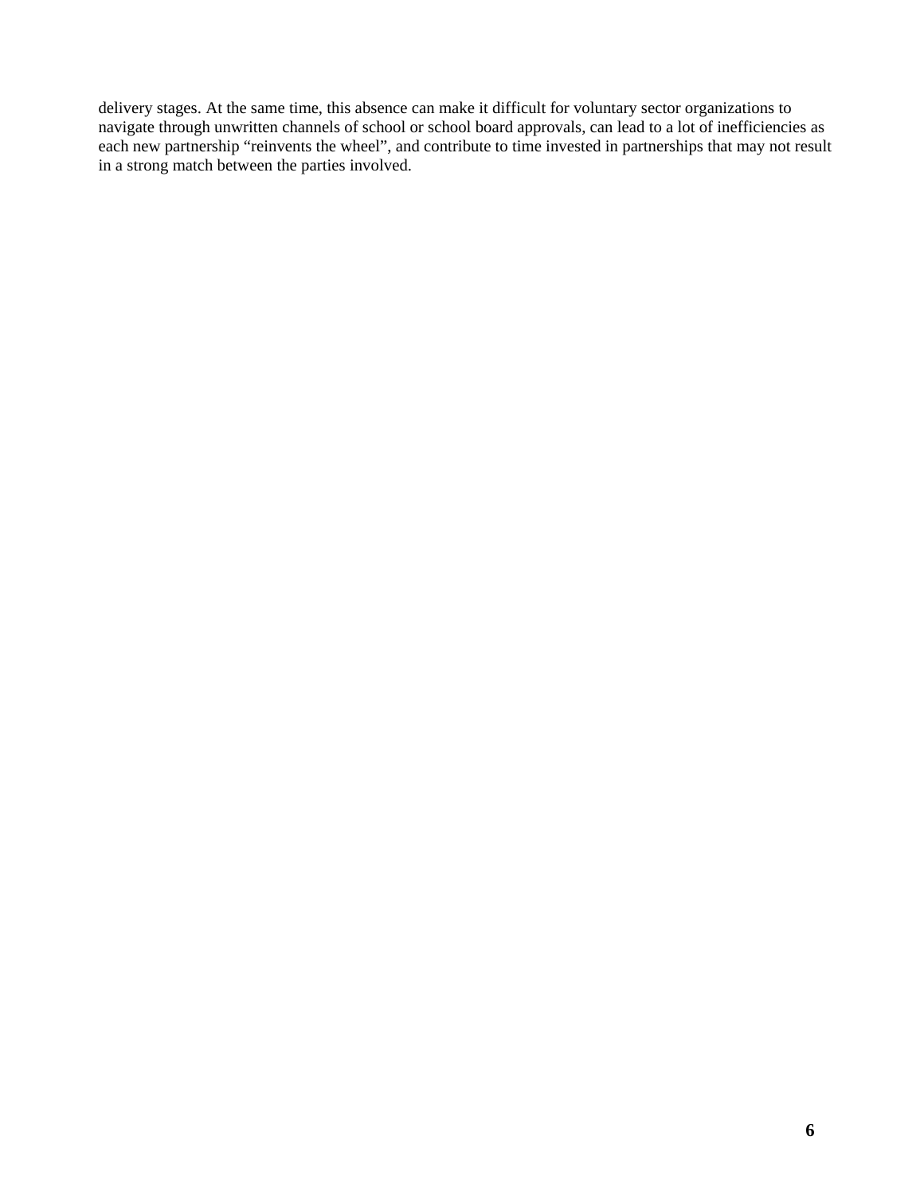delivery stages. At the same time, this absence can make it difficult for voluntary sector organizations to navigate through unwritten channels of school or school board approvals, can lead to a lot of inefficiencies as each new partnership “reinvents the wheel”, and contribute to time invested in partnerships that may not result in a strong match between the parties involved.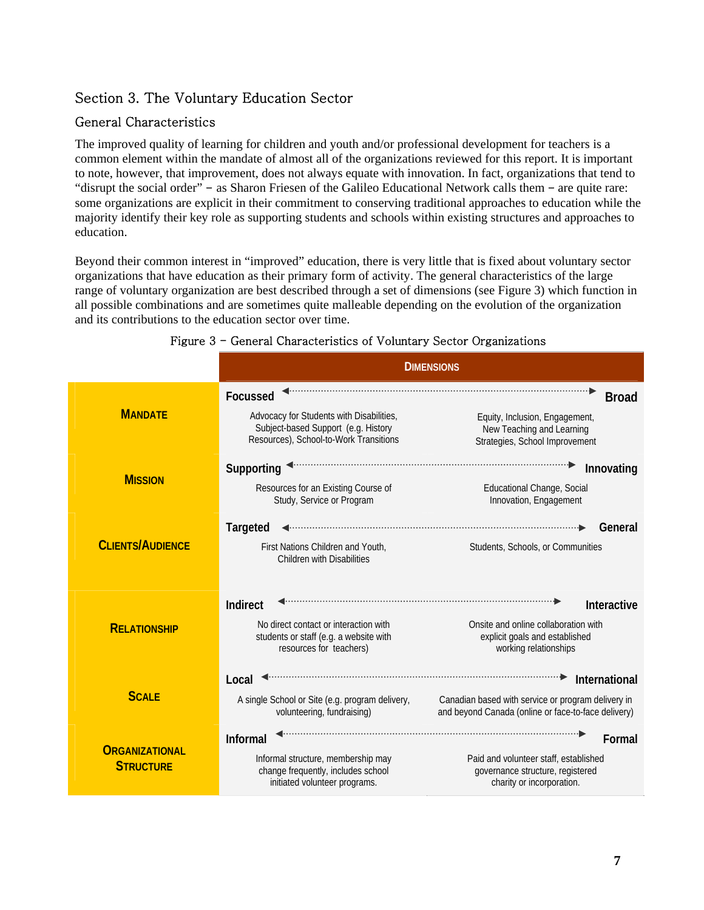## Section 3. The Voluntary Education Sector

### General Characteristics

The improved quality of learning for children and youth and/or professional development for teachers is a common element within the mandate of almost all of the organizations reviewed for this report. It is important to note, however, that improvement, does not always equate with innovation. In fact, organizations that tend to "disrupt the social order" – as Sharon Friesen of the Galileo Educational Network calls them – are quite rare: some organizations are explicit in their commitment to conserving traditional approaches to education while the majority identify their key role as supporting students and schools within existing structures and approaches to education.

Beyond their common interest in "improved" education, there is very little that is fixed about voluntary sector organizations that have education as their primary form of activity. The general characteristics of the large range of voluntary organization are best described through a set of dimensions (see Figure 3) which function in all possible combinations and are sometimes quite malleable depending on the evolution of the organization and its contributions to the education sector over time.

Figure 3 – General Characteristics of Voluntary Sector Organizations

| | Dimensions | |
|---|---|---|
| **Mandate** | **Focussed** ◄ ► Advocacy for Students with Disabilities, Subject-based Support (e.g. History Resources), School-to-Work Transitions | **Broad** Equity, Inclusion, Engagement, New Teaching and Learning Strategies, School Improvement |
| **Mission** | **Supporting** ◄ ► Resources for an Existing Course of Study, Service or Program | **Innovating** Educational Change, Social Innovation, Engagement |
| **Clients/Audience** | **Targeted** ◄ ► First Nations Children and Youth, Children with Disabilities | **General** Students, Schools, or Communities |
| **Relationship** | **Indirect** ◄ ► No direct contact or interaction with students or staff (e.g. a website with resources for teachers) | **Interactive** Onsite and online collaboration with explicit goals and established working relationships |
| **Scale** | **Local** ◄ ► A single School or Site (e.g. program delivery, volunteering, fundraising) | **International** Canadian based with service or program delivery in and beyond Canada (online or face-to-face delivery) |
| **Organizational Structure** | **Informal** ◄ ► Informal structure, membership may change frequently, includes school initiated volunteer programs. | **Formal** Paid and volunteer staff, established governance structure, registered charity or incorporation. |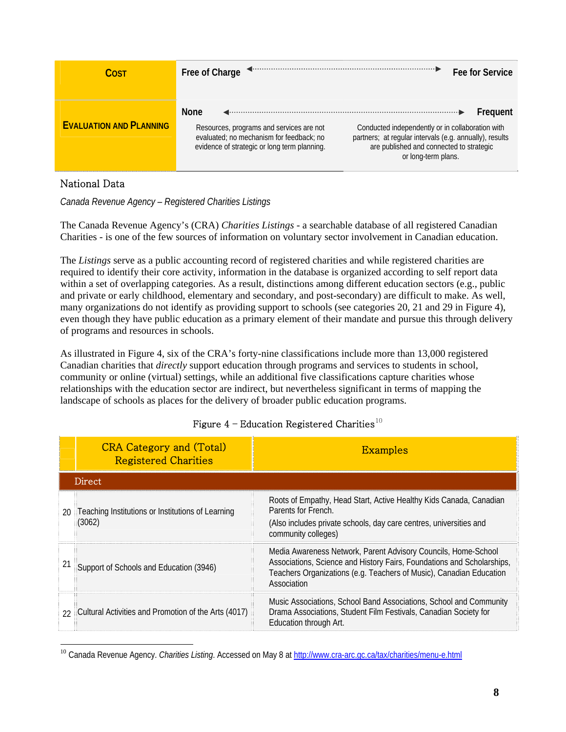| COST | Free of Charge ◄···················► Fee for Service |
|---|---|
| EVALUATION AND PLANNING | None ◄···················► Frequent<br>Resources, programs and services are not evaluated; no mechanism for feedback; no evidence of strategic or long term planning. — Conducted independently or in collaboration with partners; at regular intervals (e.g. annually), results are published and connected to strategic or long-term plans. |

## National Data

*Canada Revenue Agency – Registered Charities Listings*

The Canada Revenue Agency's (CRA) *Charities Listings* - a searchable database of all registered Canadian Charities - is one of the few sources of information on voluntary sector involvement in Canadian education.

The *Listings* serve as a public accounting record of registered charities and while registered charities are required to identify their core activity, information in the database is organized according to self report data within a set of overlapping categories. As a result, distinctions among different education sectors (e.g., public and private or early childhood, elementary and secondary, and post-secondary) are difficult to make. As well, many organizations do not identify as providing support to schools (see categories 20, 21 and 29 in Figure 4), even though they have public education as a primary element of their mandate and pursue this through delivery of programs and resources in schools.

As illustrated in Figure 4, six of the CRA's forty-nine classifications include more than 13,000 registered Canadian charities that *directly* support education through programs and services to students in school, community or online (virtual) settings, while an additional five classifications capture charities whose relationships with the education sector are indirect, but nevertheless significant in terms of mapping the landscape of schools as places for the delivery of broader public education programs.

Figure 4 – Education Registered Charities[10]

| | CRA Category and (Total) Registered Charities | Examples |
|---|---|---|
| **Direct** | | |
| 20 | Teaching Institutions or Institutions of Learning (3062) | Roots of Empathy, Head Start, Active Healthy Kids Canada, Canadian Parents for French.<br>(Also includes private schools, day care centres, universities and community colleges) |
| 21 | Support of Schools and Education (3946) | Media Awareness Network, Parent Advisory Councils, Home-School Associations, Science and History Fairs, Foundations and Scholarships, Teachers Organizations (e.g. Teachers of Music), Canadian Education Association |
| 22 | Cultural Activities and Promotion of the Arts (4017) | Music Associations, School Band Associations, School and Community Drama Associations, Student Film Festivals, Canadian Society for Education through Art. |

[10] Canada Revenue Agency. *Charities Listing*. Accessed on May 8 at http://www.cra-arc.gc.ca/tax/charities/menu-e.html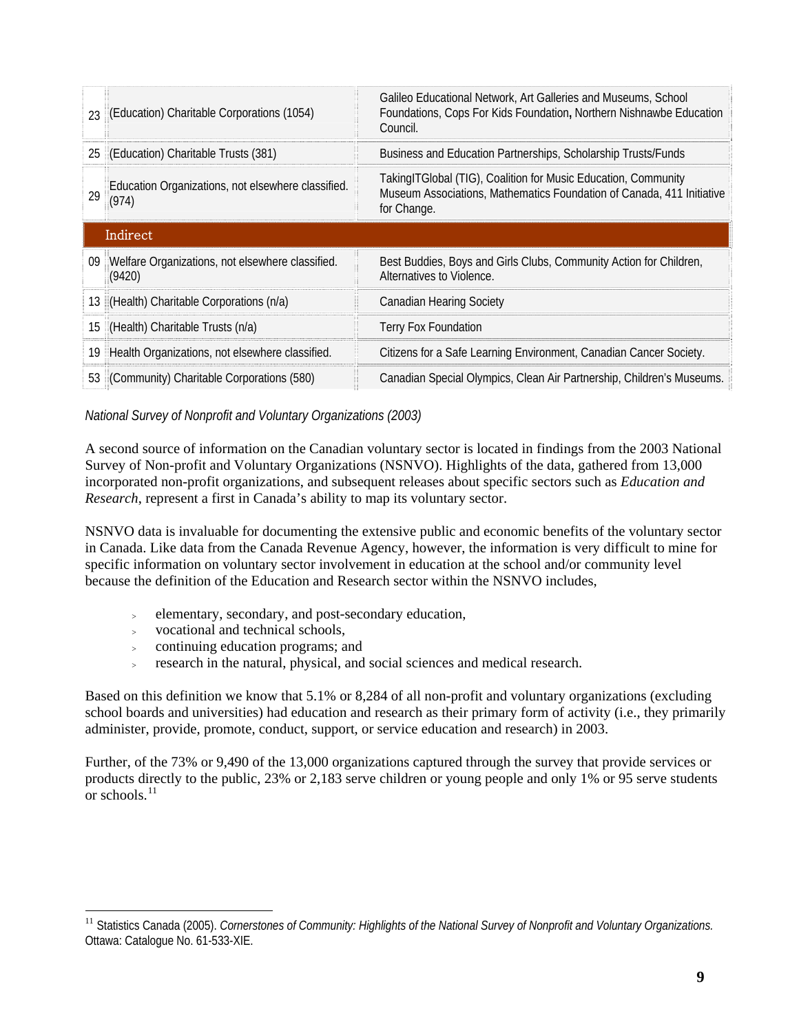| | | |
|---|---|---|
| 23 | (Education) Charitable Corporations (1054) | Galileo Educational Network, Art Galleries and Museums, School Foundations, Cops For Kids Foundation**,** Northern Nishnawbe Education Council. |
| 25 | (Education) Charitable Trusts (381) | Business and Education Partnerships, Scholarship Trusts/Funds |
| 29 | Education Organizations, not elsewhere classified. (974) | TakingITGlobal (TIG), Coalition for Music Education, Community Museum Associations, Mathematics Foundation of Canada, 411 Initiative for Change. |
| **Indirect** | | |
| 09 | Welfare Organizations, not elsewhere classified. (9420) | Best Buddies, Boys and Girls Clubs, Community Action for Children, Alternatives to Violence. |
| 13 | (Health) Charitable Corporations (n/a) | Canadian Hearing Society |
| 15 | (Health) Charitable Trusts (n/a) | Terry Fox Foundation |
| 19 | Health Organizations, not elsewhere classified. | Citizens for a Safe Learning Environment, Canadian Cancer Society. |
| 53 | (Community) Charitable Corporations (580) | Canadian Special Olympics, Clean Air Partnership, Children's Museums. |

*National Survey of Nonprofit and Voluntary Organizations (2003)*

A second source of information on the Canadian voluntary sector is located in findings from the 2003 National Survey of Non-profit and Voluntary Organizations (NSNVO). Highlights of the data, gathered from 13,000 incorporated non-profit organizations, and subsequent releases about specific sectors such as *Education and Research*, represent a first in Canada's ability to map its voluntary sector.

NSNVO data is invaluable for documenting the extensive public and economic benefits of the voluntary sector in Canada. Like data from the Canada Revenue Agency, however, the information is very difficult to mine for specific information on voluntary sector involvement in education at the school and/or community level because the definition of the Education and Research sector within the NSNVO includes,

- elementary, secondary, and post-secondary education,
- vocational and technical schools,
- continuing education programs; and
- research in the natural, physical, and social sciences and medical research.

Based on this definition we know that 5.1% or 8,284 of all non-profit and voluntary organizations (excluding school boards and universities) had education and research as their primary form of activity (i.e., they primarily administer, provide, promote, conduct, support, or service education and research) in 2003.

Further, of the 73% or 9,490 of the 13,000 organizations captured through the survey that provide services or products directly to the public, 23% or 2,183 serve children or young people and only 1% or 95 serve students or schools.[11]

---

[11] Statistics Canada (2005). *Cornerstones of Community: Highlights of the National Survey of Nonprofit and Voluntary Organizations.* Ottawa: Catalogue No. 61-533-XIE.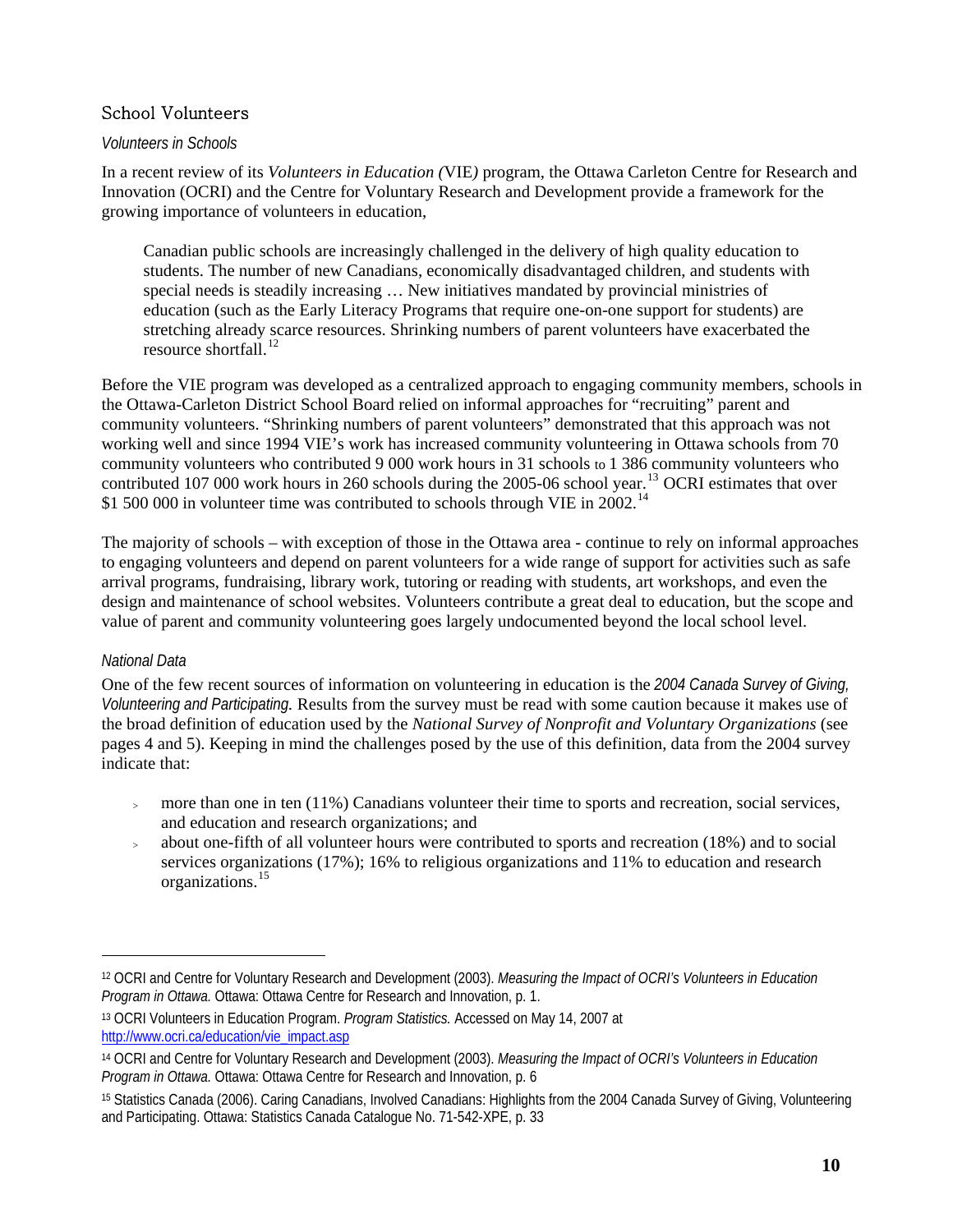## School Volunteers

### *Volunteers in Schools*

In a recent review of its *Volunteers in Education (*VIE*)* program, the Ottawa Carleton Centre for Research and Innovation (OCRI) and the Centre for Voluntary Research and Development provide a framework for the growing importance of volunteers in education,

> Canadian public schools are increasingly challenged in the delivery of high quality education to students. The number of new Canadians, economically disadvantaged children, and students with special needs is steadily increasing … New initiatives mandated by provincial ministries of education (such as the Early Literacy Programs that require one-on-one support for students) are stretching already scarce resources. Shrinking numbers of parent volunteers have exacerbated the resource shortfall.[12]

Before the VIE program was developed as a centralized approach to engaging community members, schools in the Ottawa-Carleton District School Board relied on informal approaches for "recruiting" parent and community volunteers. "Shrinking numbers of parent volunteers" demonstrated that this approach was not working well and since 1994 VIE's work has increased community volunteering in Ottawa schools from 70 community volunteers who contributed 9 000 work hours in 31 schools to 1 386 community volunteers who contributed 107 000 work hours in 260 schools during the 2005-06 school year.[13] OCRI estimates that over $1 500 000 in volunteer time was contributed to schools through VIE in 2002.[14]

The majority of schools – with exception of those in the Ottawa area - continue to rely on informal approaches to engaging volunteers and depend on parent volunteers for a wide range of support for activities such as safe arrival programs, fundraising, library work, tutoring or reading with students, art workshops, and even the design and maintenance of school websites. Volunteers contribute a great deal to education, but the scope and value of parent and community volunteering goes largely undocumented beyond the local school level.

### *National Data*

One of the few recent sources of information on volunteering in education is the *2004 Canada Survey of Giving, Volunteering and Participating.* Results from the survey must be read with some caution because it makes use of the broad definition of education used by the *National Survey of Nonprofit and Voluntary Organizations* (see pages 4 and 5). Keeping in mind the challenges posed by the use of this definition, data from the 2004 survey indicate that:

- more than one in ten (11%) Canadians volunteer their time to sports and recreation, social services, and education and research organizations; and
- about one-fifth of all volunteer hours were contributed to sports and recreation (18%) and to social services organizations (17%); 16% to religious organizations and 11% to education and research organizations.[15]

---

[12] OCRI and Centre for Voluntary Research and Development (2003). *Measuring the Impact of OCRI's Volunteers in Education Program in Ottawa.* Ottawa: Ottawa Centre for Research and Innovation, p. 1.

[13] OCRI Volunteers in Education Program. *Program Statistics.* Accessed on May 14, 2007 at http://www.ocri.ca/education/vie_impact.asp

[14] OCRI and Centre for Voluntary Research and Development (2003). *Measuring the Impact of OCRI's Volunteers in Education Program in Ottawa.* Ottawa: Ottawa Centre for Research and Innovation, p. 6

[15] Statistics Canada (2006). Caring Canadians, Involved Canadians: Highlights from the 2004 Canada Survey of Giving, Volunteering and Participating. Ottawa: Statistics Canada Catalogue No. 71-542-XPE, p. 33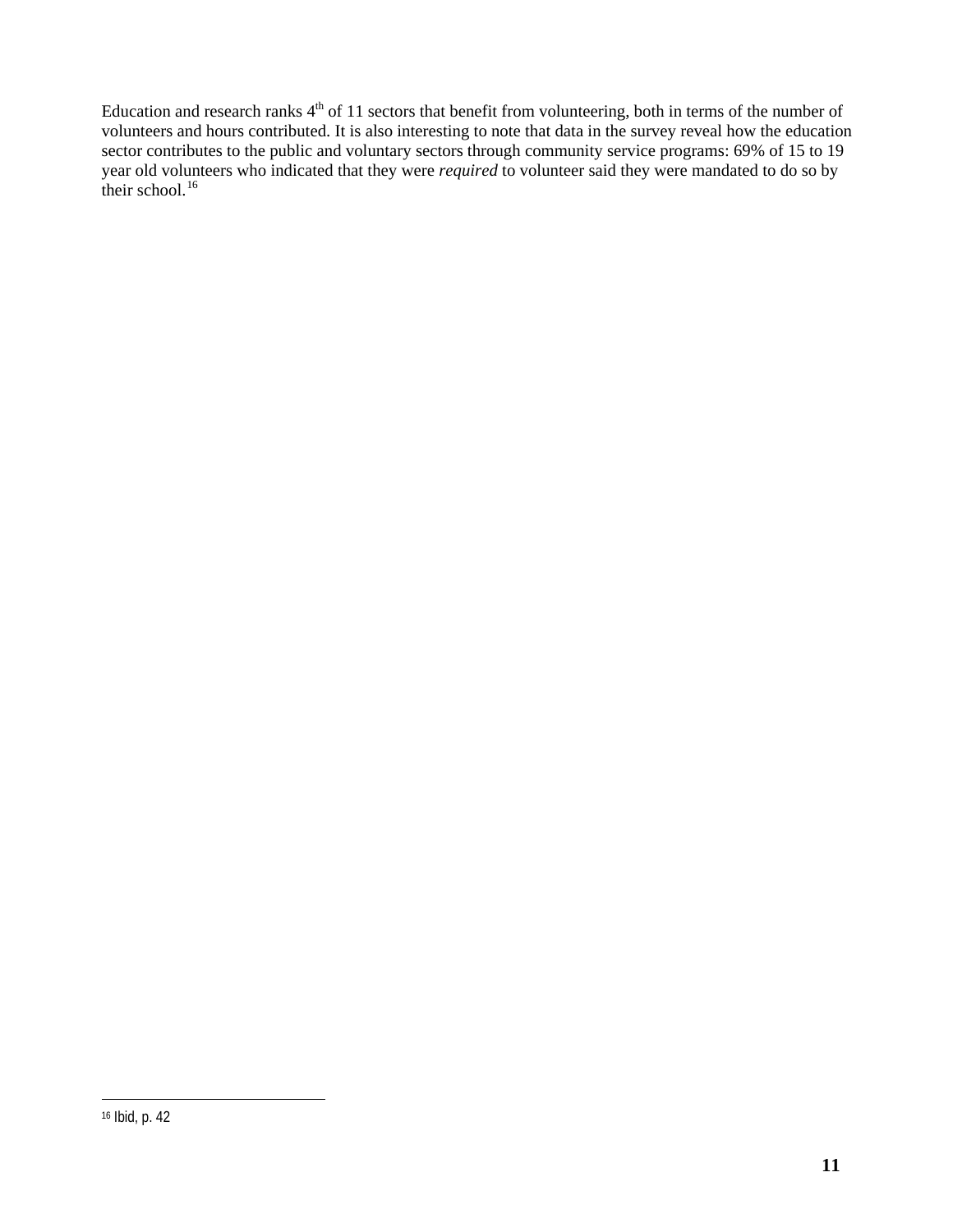Education and research ranks 4th of 11 sectors that benefit from volunteering, both in terms of the number of volunteers and hours contributed. It is also interesting to note that data in the survey reveal how the education sector contributes to the public and voluntary sectors through community service programs: 69% of 15 to 19 year old volunteers who indicated that they were *required* to volunteer said they were mandated to do so by their school.[16]

---

[16] Ibid, p. 42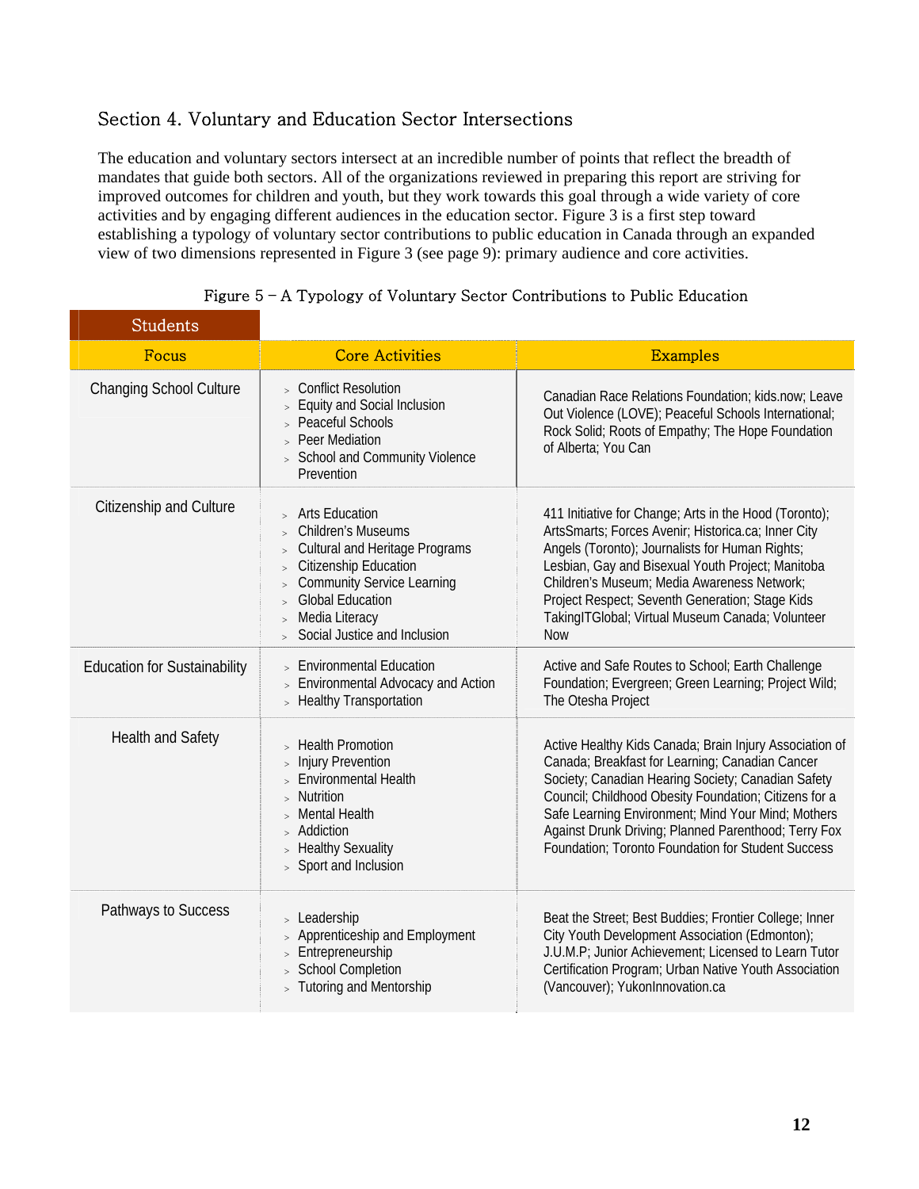## Section 4. Voluntary and Education Sector Intersections

The education and voluntary sectors intersect at an incredible number of points that reflect the breadth of mandates that guide both sectors. All of the organizations reviewed in preparing this report are striving for improved outcomes for children and youth, but they work towards this goal through a wide variety of core activities and by engaging different audiences in the education sector. Figure 3 is a first step toward establishing a typology of voluntary sector contributions to public education in Canada through an expanded view of two dimensions represented in Figure 3 (see page 9): primary audience and core activities.

Figure 5 – A Typology of Voluntary Sector Contributions to Public Education

| Students | | |
|---|---|---|
| **Focus** | **Core Activities** | **Examples** |
| Changing School Culture | > Conflict Resolution<br>> Equity and Social Inclusion<br>> Peaceful Schools<br>> Peer Mediation<br>> School and Community Violence Prevention | Canadian Race Relations Foundation; kids.now; Leave Out Violence (LOVE); Peaceful Schools International; Rock Solid; Roots of Empathy; The Hope Foundation of Alberta; You Can |
| Citizenship and Culture | > Arts Education<br>> Children's Museums<br>> Cultural and Heritage Programs<br>> Citizenship Education<br>> Community Service Learning<br>> Global Education<br>> Media Literacy<br>> Social Justice and Inclusion | 411 Initiative for Change; Arts in the Hood (Toronto); ArtsSmarts; Forces Avenir; Historica.ca; Inner City Angels (Toronto); Journalists for Human Rights; Lesbian, Gay and Bisexual Youth Project; Manitoba Children's Museum; Media Awareness Network; Project Respect; Seventh Generation; Stage Kids TakingITGlobal; Virtual Museum Canada; Volunteer Now |
| Education for Sustainability | > Environmental Education<br>> Environmental Advocacy and Action<br>> Healthy Transportation | Active and Safe Routes to School; Earth Challenge Foundation; Evergreen; Green Learning; Project Wild; The Otesha Project |
| Health and Safety | > Health Promotion<br>> Injury Prevention<br>> Environmental Health<br>> Nutrition<br>> Mental Health<br>> Addiction<br>> Healthy Sexuality<br>> Sport and Inclusion | Active Healthy Kids Canada; Brain Injury Association of Canada; Breakfast for Learning; Canadian Cancer Society; Canadian Hearing Society; Canadian Safety Council; Childhood Obesity Foundation; Citizens for a Safe Learning Environment; Mind Your Mind; Mothers Against Drunk Driving; Planned Parenthood; Terry Fox Foundation; Toronto Foundation for Student Success |
| Pathways to Success | > Leadership<br>> Apprenticeship and Employment<br>> Entrepreneurship<br>> School Completion<br>> Tutoring and Mentorship | Beat the Street; Best Buddies; Frontier College; Inner City Youth Development Association (Edmonton); J.U.M.P; Junior Achievement; Licensed to Learn Tutor Certification Program; Urban Native Youth Association (Vancouver); YukonInnovation.ca |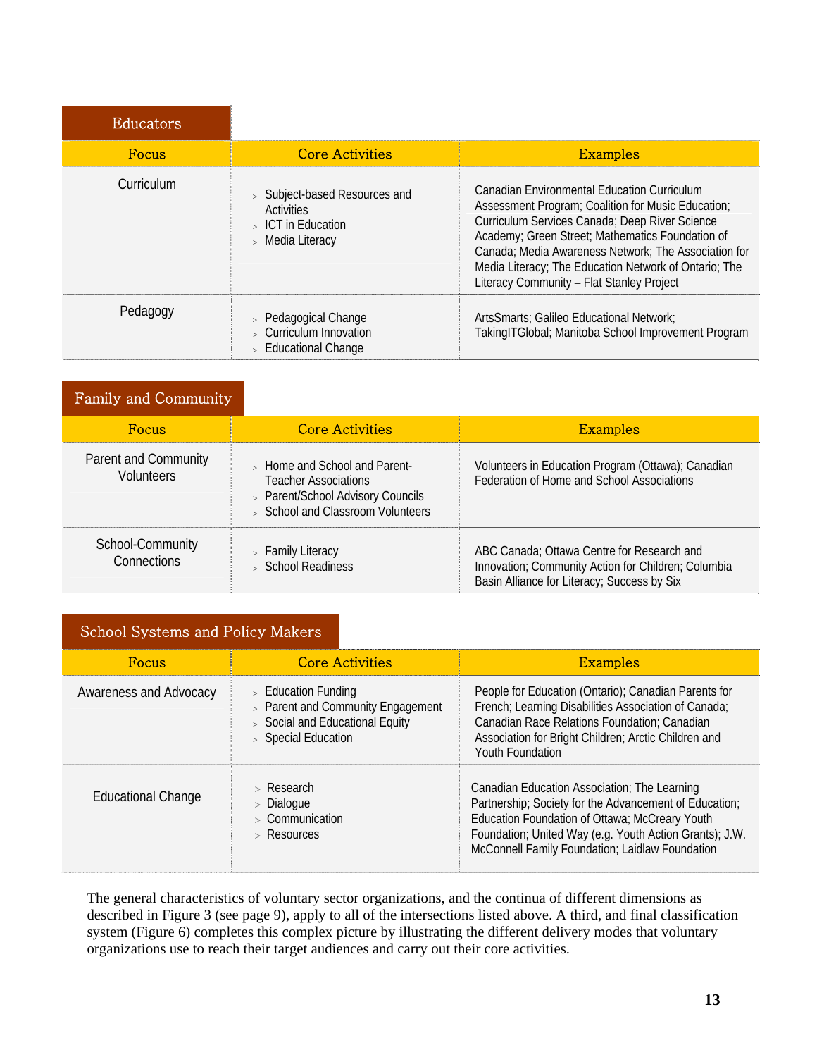### Educators

| Focus | Core Activities | Examples |
|---|---|---|
| Curriculum | > Subject-based Resources and Activities<br>> ICT in Education<br>> Media Literacy | Canadian Environmental Education Curriculum Assessment Program; Coalition for Music Education; Curriculum Services Canada; Deep River Science Academy; Green Street; Mathematics Foundation of Canada; Media Awareness Network; The Association for Media Literacy; The Education Network of Ontario; The Literacy Community – Flat Stanley Project |
| Pedagogy | > Pedagogical Change<br>> Curriculum Innovation<br>> Educational Change | ArtsSmarts; Galileo Educational Network; TakingITGlobal; Manitoba School Improvement Program |

### Family and Community

| Focus | Core Activities | Examples |
|---|---|---|
| Parent and Community Volunteers | > Home and School and Parent-Teacher Associations<br>> Parent/School Advisory Councils<br>> School and Classroom Volunteers | Volunteers in Education Program (Ottawa); Canadian Federation of Home and School Associations |
| School-Community Connections | > Family Literacy<br>> School Readiness | ABC Canada; Ottawa Centre for Research and Innovation; Community Action for Children; Columbia Basin Alliance for Literacy; Success by Six |

### School Systems and Policy Makers

| Focus | Core Activities | Examples |
|---|---|---|
| Awareness and Advocacy | > Education Funding<br>> Parent and Community Engagement<br>> Social and Educational Equity<br>> Special Education | People for Education (Ontario); Canadian Parents for French; Learning Disabilities Association of Canada; Canadian Race Relations Foundation; Canadian Association for Bright Children; Arctic Children and Youth Foundation |
| Educational Change | > Research<br>> Dialogue<br>> Communication<br>> Resources | Canadian Education Association; The Learning Partnership; Society for the Advancement of Education; Education Foundation of Ottawa; McCreary Youth Foundation; United Way (e.g. Youth Action Grants); J.W. McConnell Family Foundation; Laidlaw Foundation |

The general characteristics of voluntary sector organizations, and the continua of different dimensions as described in Figure 3 (see page 9), apply to all of the intersections listed above. A third, and final classification system (Figure 6) completes this complex picture by illustrating the different delivery modes that voluntary organizations use to reach their target audiences and carry out their core activities.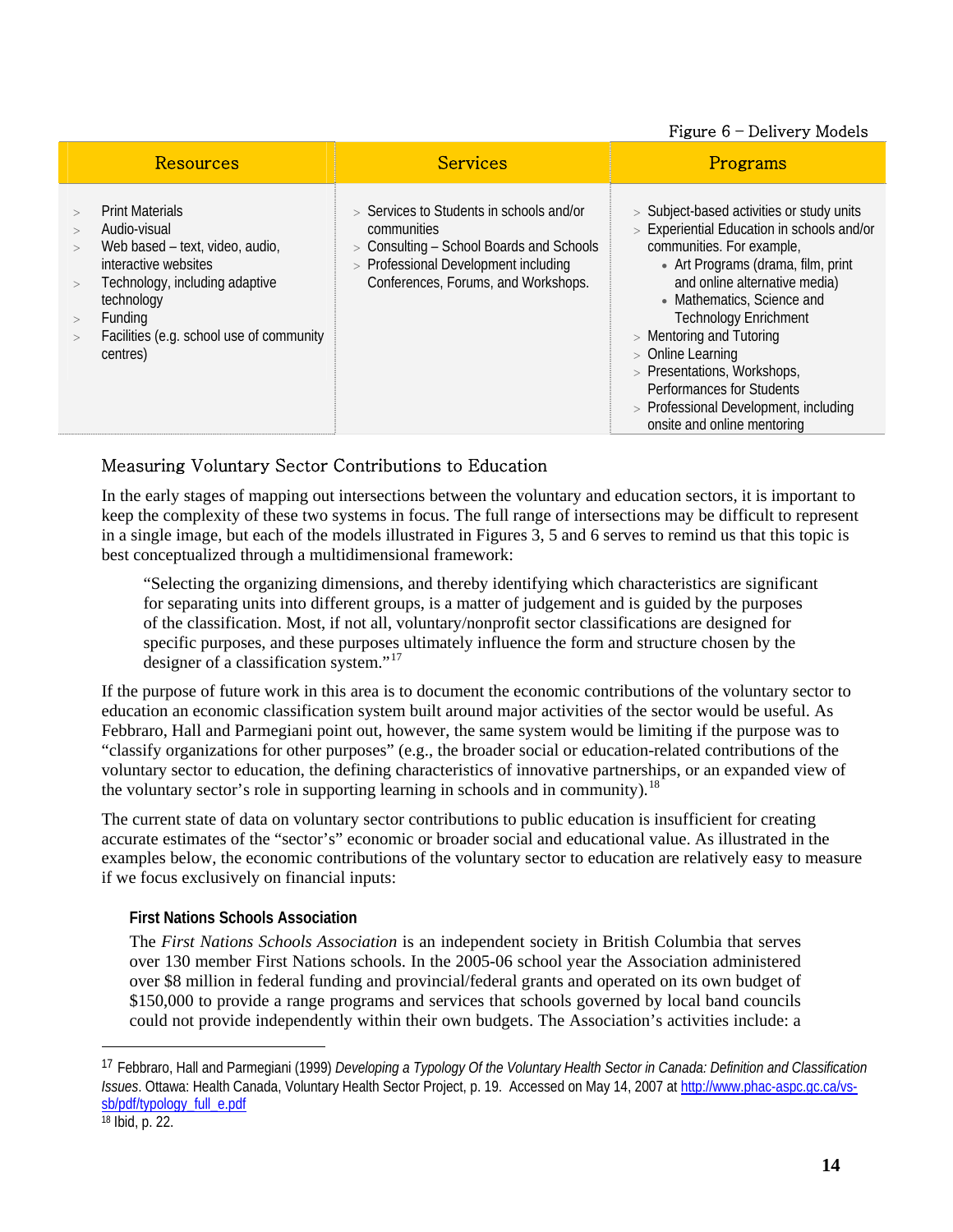Figure 6 – Delivery Models

| Resources | Services | Programs |
|---|---|---|
| > Print Materials<br>> Audio-visual<br>> Web based – text, video, audio, interactive websites<br>> Technology, including adaptive technology<br>> Funding<br>> Facilities (e.g. school use of community centres) | > Services to Students in schools and/or communities<br>> Consulting – School Boards and Schools<br>> Professional Development including Conferences, Forums, and Workshops. | > Subject-based activities or study units<br>> Experiential Education in schools and/or communities. For example,<br>• Art Programs (drama, film, print and online alternative media)<br>• Mathematics, Science and Technology Enrichment<br>> Mentoring and Tutoring<br>> Online Learning<br>> Presentations, Workshops, Performances for Students<br>> Professional Development, including onsite and online mentoring |

## Measuring Voluntary Sector Contributions to Education

In the early stages of mapping out intersections between the voluntary and education sectors, it is important to keep the complexity of these two systems in focus. The full range of intersections may be difficult to represent in a single image, but each of the models illustrated in Figures 3, 5 and 6 serves to remind us that this topic is best conceptualized through a multidimensional framework:

> "Selecting the organizing dimensions, and thereby identifying which characteristics are significant for separating units into different groups, is a matter of judgement and is guided by the purposes of the classification. Most, if not all, voluntary/nonprofit sector classifications are designed for specific purposes, and these purposes ultimately influence the form and structure chosen by the designer of a classification system."[17]

If the purpose of future work in this area is to document the economic contributions of the voluntary sector to education an economic classification system built around major activities of the sector would be useful. As Febbraro, Hall and Parmegiani point out, however, the same system would be limiting if the purpose was to "classify organizations for other purposes" (e.g., the broader social or education-related contributions of the voluntary sector to education, the defining characteristics of innovative partnerships, or an expanded view of the voluntary sector's role in supporting learning in schools and in community).[18]

The current state of data on voluntary sector contributions to public education is insufficient for creating accurate estimates of the "sector's" economic or broader social and educational value. As illustrated in the examples below, the economic contributions of the voluntary sector to education are relatively easy to measure if we focus exclusively on financial inputs:

**First Nations Schools Association**

The *First Nations Schools Association* is an independent society in British Columbia that serves over 130 member First Nations schools. In the 2005-06 school year the Association administered over $8 million in federal funding and provincial/federal grants and operated on its own budget of $150,000 to provide a range programs and services that schools governed by local band councils could not provide independently within their own budgets. The Association's activities include: a

---

[17] Febbraro, Hall and Parmegiani (1999) *Developing a Typology Of the Voluntary Health Sector in Canada: Definition and Classification Issues*. Ottawa: Health Canada, Voluntary Health Sector Project, p. 19. Accessed on May 14, 2007 at http://www.phac-aspc.gc.ca/vs-sb/pdf/typology_full_e.pdf

[18] Ibid, p. 22.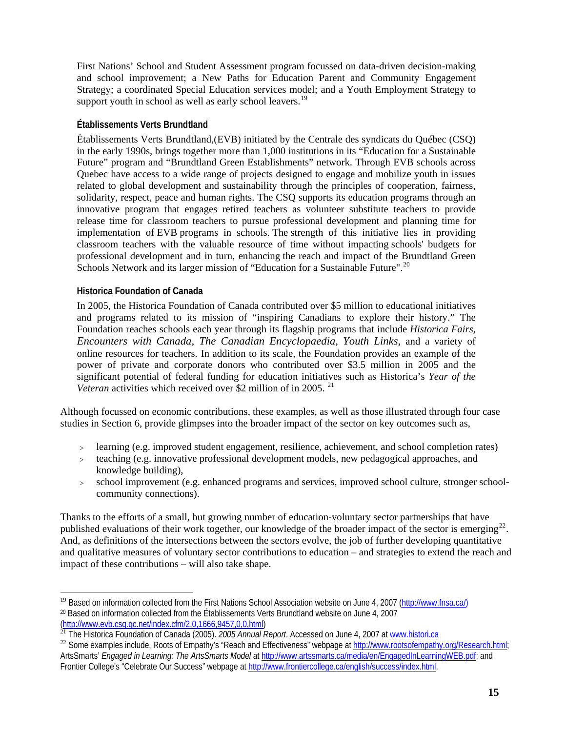First Nations' School and Student Assessment program focussed on data-driven decision-making and school improvement; a New Paths for Education Parent and Community Engagement Strategy; a coordinated Special Education services model; and a Youth Employment Strategy to support youth in school as well as early school leavers.[19]

### Établissements Verts Brundtland

Établissements Verts Brundtland,(EVB) initiated by the Centrale des syndicats du Québec (CSQ) in the early 1990s, brings together more than 1,000 institutions in its "Education for a Sustainable Future" program and "Brundtland Green Establishments" network. Through EVB schools across Quebec have access to a wide range of projects designed to engage and mobilize youth in issues related to global development and sustainability through the principles of cooperation, fairness, solidarity, respect, peace and human rights. The CSQ supports its education programs through an innovative program that engages retired teachers as volunteer substitute teachers to provide release time for classroom teachers to pursue professional development and planning time for implementation of EVB programs in schools. The strength of this initiative lies in providing classroom teachers with the valuable resource of time without impacting schools' budgets for professional development and in turn, enhancing the reach and impact of the Brundtland Green Schools Network and its larger mission of "Education for a Sustainable Future".[20]

### Historica Foundation of Canada

In 2005, the Historica Foundation of Canada contributed over $5 million to educational initiatives and programs related to its mission of "inspiring Canadians to explore their history." The Foundation reaches schools each year through its flagship programs that include *Historica Fairs*, *Encounters with Canada*, *The Canadian Encyclopaedia*, *Youth Links*, and a variety of online resources for teachers. In addition to its scale, the Foundation provides an example of the power of private and corporate donors who contributed over $3.5 million in 2005 and the significant potential of federal funding for education initiatives such as Historica's *Year of the Veteran* activities which received over $2 million of in 2005. [21]

Although focussed on economic contributions, these examples, as well as those illustrated through four case studies in Section 6, provide glimpses into the broader impact of the sector on key outcomes such as,

- learning (e.g. improved student engagement, resilience, achievement, and school completion rates)
- teaching (e.g. innovative professional development models, new pedagogical approaches, and knowledge building),
- school improvement (e.g. enhanced programs and services, improved school culture, stronger school-community connections).

Thanks to the efforts of a small, but growing number of education-voluntary sector partnerships that have published evaluations of their work together, our knowledge of the broader impact of the sector is emerging[22]. And, as definitions of the intersections between the sectors evolve, the job of further developing quantitative and qualitative measures of voluntary sector contributions to education – and strategies to extend the reach and impact of these contributions – will also take shape.

---

[19] Based on information collected from the First Nations School Association website on June 4, 2007 (http://www.fnsa.ca/)

[20] Based on information collected from the Établissements Verts Brundtland website on June 4, 2007 (http://www.evb.csq.qc.net/index.cfm/2,0,1666,9457,0,0,html)

[21] The Historica Foundation of Canada (2005). *2005 Annual Report*. Accessed on June 4, 2007 at www.histori.ca

[22] Some examples include, Roots of Empathy's "Reach and Effectiveness" webpage at http://www.rootsofempathy.org/Research.html; ArtsSmarts' *Engaged in Learning: The ArtsSmarts Model* at http://www.artssmarts.ca/media/en/EngagedInLearningWEB.pdf; and Frontier College's "Celebrate Our Success" webpage at http://www.frontiercollege.ca/english/success/index.html.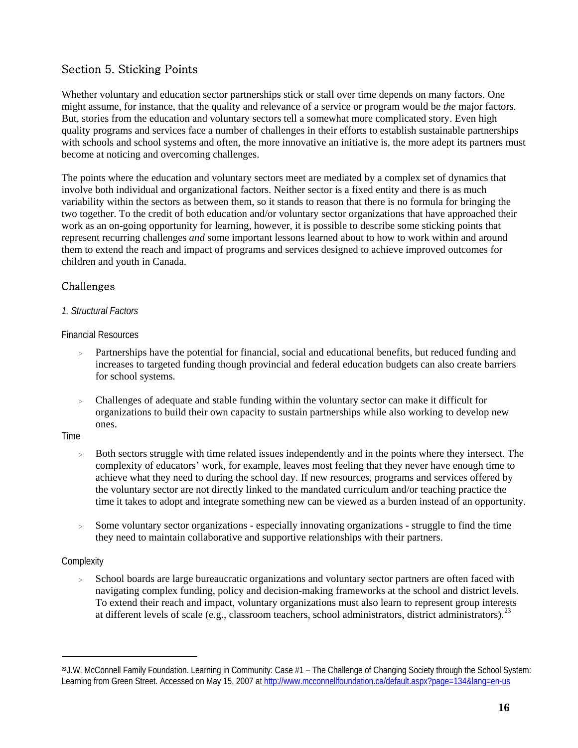## Section 5. Sticking Points

Whether voluntary and education sector partnerships stick or stall over time depends on many factors. One might assume, for instance, that the quality and relevance of a service or program would be *the* major factors. But, stories from the education and voluntary sectors tell a somewhat more complicated story. Even high quality programs and services face a number of challenges in their efforts to establish sustainable partnerships with schools and school systems and often, the more innovative an initiative is, the more adept its partners must become at noticing and overcoming challenges.

The points where the education and voluntary sectors meet are mediated by a complex set of dynamics that involve both individual and organizational factors. Neither sector is a fixed entity and there is as much variability within the sectors as between them, so it stands to reason that there is no formula for bringing the two together. To the credit of both education and/or voluntary sector organizations that have approached their work as an on-going opportunity for learning, however, it is possible to describe some sticking points that represent recurring challenges *and* some important lessons learned about to how to work within and around them to extend the reach and impact of programs and services designed to achieve improved outcomes for children and youth in Canada.

### Challenges

#### *1. Structural Factors*

Financial Resources

- Partnerships have the potential for financial, social and educational benefits, but reduced funding and increases to targeted funding though provincial and federal education budgets can also create barriers for school systems.

- Challenges of adequate and stable funding within the voluntary sector can make it difficult for organizations to build their own capacity to sustain partnerships while also working to develop new ones.

Time

- Both sectors struggle with time related issues independently and in the points where they intersect. The complexity of educators' work, for example, leaves most feeling that they never have enough time to achieve what they need to during the school day. If new resources, programs and services offered by the voluntary sector are not directly linked to the mandated curriculum and/or teaching practice the time it takes to adopt and integrate something new can be viewed as a burden instead of an opportunity.

- Some voluntary sector organizations - especially innovating organizations - struggle to find the time they need to maintain collaborative and supportive relationships with their partners.

Complexity

- School boards are large bureaucratic organizations and voluntary sector partners are often faced with navigating complex funding, policy and decision-making frameworks at the school and district levels. To extend their reach and impact, voluntary organizations must also learn to represent group interests at different levels of scale (e.g., classroom teachers, school administrators, district administrators).[23]

---

[23] J.W. McConnell Family Foundation. Learning in Community: Case #1 – The Challenge of Changing Society through the School System: Learning from Green Street. Accessed on May 15, 2007 at http://www.mcconnellfoundation.ca/default.aspx?page=134&lang=en-us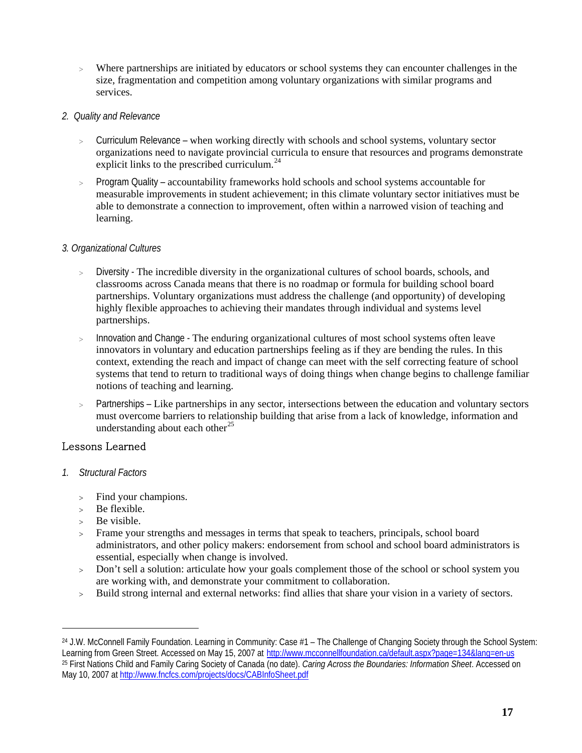- Where partnerships are initiated by educators or school systems they can encounter challenges in the size, fragmentation and competition among voluntary organizations with similar programs and services.

*2. Quality and Relevance*

- Curriculum Relevance – when working directly with schools and school systems, voluntary sector organizations need to navigate provincial curricula to ensure that resources and programs demonstrate explicit links to the prescribed curriculum.[24]
- Program Quality – accountability frameworks hold schools and school systems accountable for measurable improvements in student achievement; in this climate voluntary sector initiatives must be able to demonstrate a connection to improvement, often within a narrowed vision of teaching and learning.

*3. Organizational Cultures*

- Diversity - The incredible diversity in the organizational cultures of school boards, schools, and classrooms across Canada means that there is no roadmap or formula for building school board partnerships. Voluntary organizations must address the challenge (and opportunity) of developing highly flexible approaches to achieving their mandates through individual and systems level partnerships.
- Innovation and Change - The enduring organizational cultures of most school systems often leave innovators in voluntary and education partnerships feeling as if they are bending the rules. In this context, extending the reach and impact of change can meet with the self correcting feature of school systems that tend to return to traditional ways of doing things when change begins to challenge familiar notions of teaching and learning.
- Partnerships – Like partnerships in any sector, intersections between the education and voluntary sectors must overcome barriers to relationship building that arise from a lack of knowledge, information and understanding about each other[25]

## Lessons Learned

*1. Structural Factors*

- Find your champions.
- Be flexible.
- Be visible.
- Frame your strengths and messages in terms that speak to teachers, principals, school board administrators, and other policy makers: endorsement from school and school board administrators is essential, especially when change is involved.
- Don't sell a solution: articulate how your goals complement those of the school or school system you are working with, and demonstrate your commitment to collaboration.
- Build strong internal and external networks: find allies that share your vision in a variety of sectors.

---

[24] J.W. McConnell Family Foundation. Learning in Community: Case #1 – The Challenge of Changing Society through the School System: Learning from Green Street. Accessed on May 15, 2007 at http://www.mcconnellfoundation.ca/default.aspx?page=134&lang=en-us

[25] First Nations Child and Family Caring Society of Canada (no date). *Caring Across the Boundaries: Information Sheet*. Accessed on May 10, 2007 at http://www.fncfcs.com/projects/docs/CABInfoSheet.pdf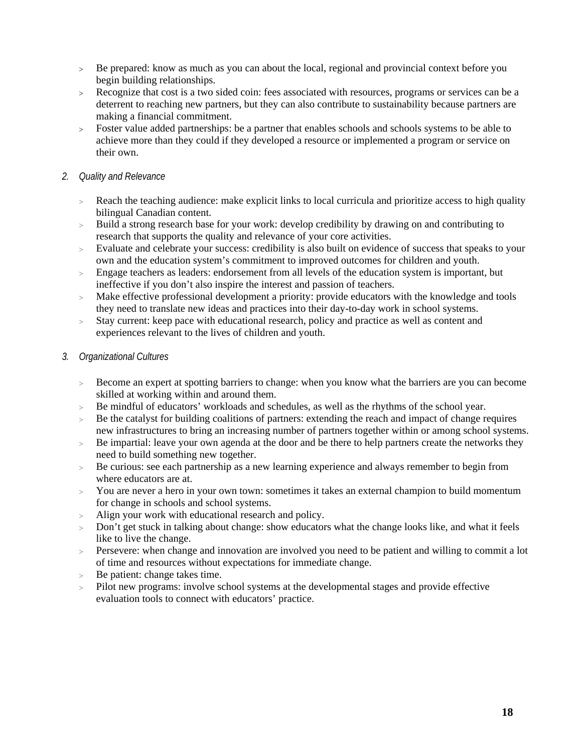- Be prepared: know as much as you can about the local, regional and provincial context before you begin building relationships.
- Recognize that cost is a two sided coin: fees associated with resources, programs or services can be a deterrent to reaching new partners, but they can also contribute to sustainability because partners are making a financial commitment.
- Foster value added partnerships: be a partner that enables schools and schools systems to be able to achieve more than they could if they developed a resource or implemented a program or service on their own.

*2. Quality and Relevance*

- Reach the teaching audience: make explicit links to local curricula and prioritize access to high quality bilingual Canadian content.
- Build a strong research base for your work: develop credibility by drawing on and contributing to research that supports the quality and relevance of your core activities.
- Evaluate and celebrate your success: credibility is also built on evidence of success that speaks to your own and the education system's commitment to improved outcomes for children and youth.
- Engage teachers as leaders: endorsement from all levels of the education system is important, but ineffective if you don't also inspire the interest and passion of teachers.
- Make effective professional development a priority: provide educators with the knowledge and tools they need to translate new ideas and practices into their day-to-day work in school systems.
- Stay current: keep pace with educational research, policy and practice as well as content and experiences relevant to the lives of children and youth.

*3. Organizational Cultures*

- Become an expert at spotting barriers to change: when you know what the barriers are you can become skilled at working within and around them.
- Be mindful of educators' workloads and schedules, as well as the rhythms of the school year.
- Be the catalyst for building coalitions of partners: extending the reach and impact of change requires new infrastructures to bring an increasing number of partners together within or among school systems.
- Be impartial: leave your own agenda at the door and be there to help partners create the networks they need to build something new together.
- Be curious: see each partnership as a new learning experience and always remember to begin from where educators are at.
- You are never a hero in your own town: sometimes it takes an external champion to build momentum for change in schools and school systems.
- Align your work with educational research and policy.
- Don't get stuck in talking about change: show educators what the change looks like, and what it feels like to live the change.
- Persevere: when change and innovation are involved you need to be patient and willing to commit a lot of time and resources without expectations for immediate change.
- Be patient: change takes time.
- Pilot new programs: involve school systems at the developmental stages and provide effective evaluation tools to connect with educators' practice.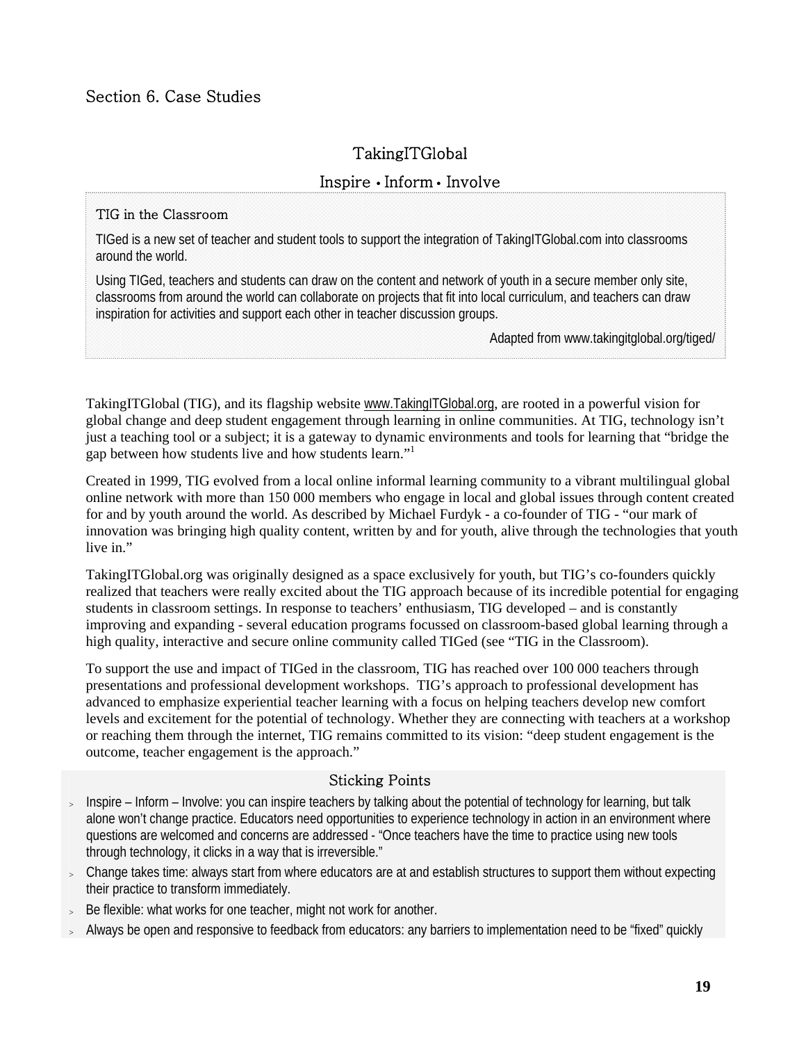## Section 6. Case Studies

### TakingITGlobal

### Inspire • Inform • Involve

> **TIG in the Classroom**
>
> TIGed is a new set of teacher and student tools to support the integration of TakingITGlobal.com into classrooms around the world.
>
> Using TIGed, teachers and students can draw on the content and network of youth in a secure member only site, classrooms from around the world can collaborate on projects that fit into local curriculum, and teachers can draw inspiration for activities and support each other in teacher discussion groups.
>
> Adapted from www.takingitglobal.org/tiged/

TakingITGlobal (TIG), and its flagship website www.TakingITGlobal.org, are rooted in a powerful vision for global change and deep student engagement through learning in online communities. At TIG, technology isn't just a teaching tool or a subject; it is a gateway to dynamic environments and tools for learning that "bridge the gap between how students live and how students learn."[1]

Created in 1999, TIG evolved from a local online informal learning community to a vibrant multilingual global online network with more than 150 000 members who engage in local and global issues through content created for and by youth around the world. As described by Michael Furdyk - a co-founder of TIG - "our mark of innovation was bringing high quality content, written by and for youth, alive through the technologies that youth live in."

TakingITGlobal.org was originally designed as a space exclusively for youth, but TIG's co-founders quickly realized that teachers were really excited about the TIG approach because of its incredible potential for engaging students in classroom settings. In response to teachers' enthusiasm, TIG developed – and is constantly improving and expanding - several education programs focussed on classroom-based global learning through a high quality, interactive and secure online community called TIGed (see "TIG in the Classroom).

To support the use and impact of TIGed in the classroom, TIG has reached over 100 000 teachers through presentations and professional development workshops. TIG's approach to professional development has advanced to emphasize experiential teacher learning with a focus on helping teachers develop new comfort levels and excitement for the potential of technology. Whether they are connecting with teachers at a workshop or reaching them through the internet, TIG remains committed to its vision: "deep student engagement is the outcome, teacher engagement is the approach."

### Sticking Points

- Inspire – Inform – Involve: you can inspire teachers by talking about the potential of technology for learning, but talk alone won't change practice. Educators need opportunities to experience technology in action in an environment where questions are welcomed and concerns are addressed - "Once teachers have the time to practice using new tools through technology, it clicks in a way that is irreversible."
- Change takes time: always start from where educators are at and establish structures to support them without expecting their practice to transform immediately.
- Be flexible: what works for one teacher, might not work for another.
- Always be open and responsive to feedback from educators: any barriers to implementation need to be "fixed" quickly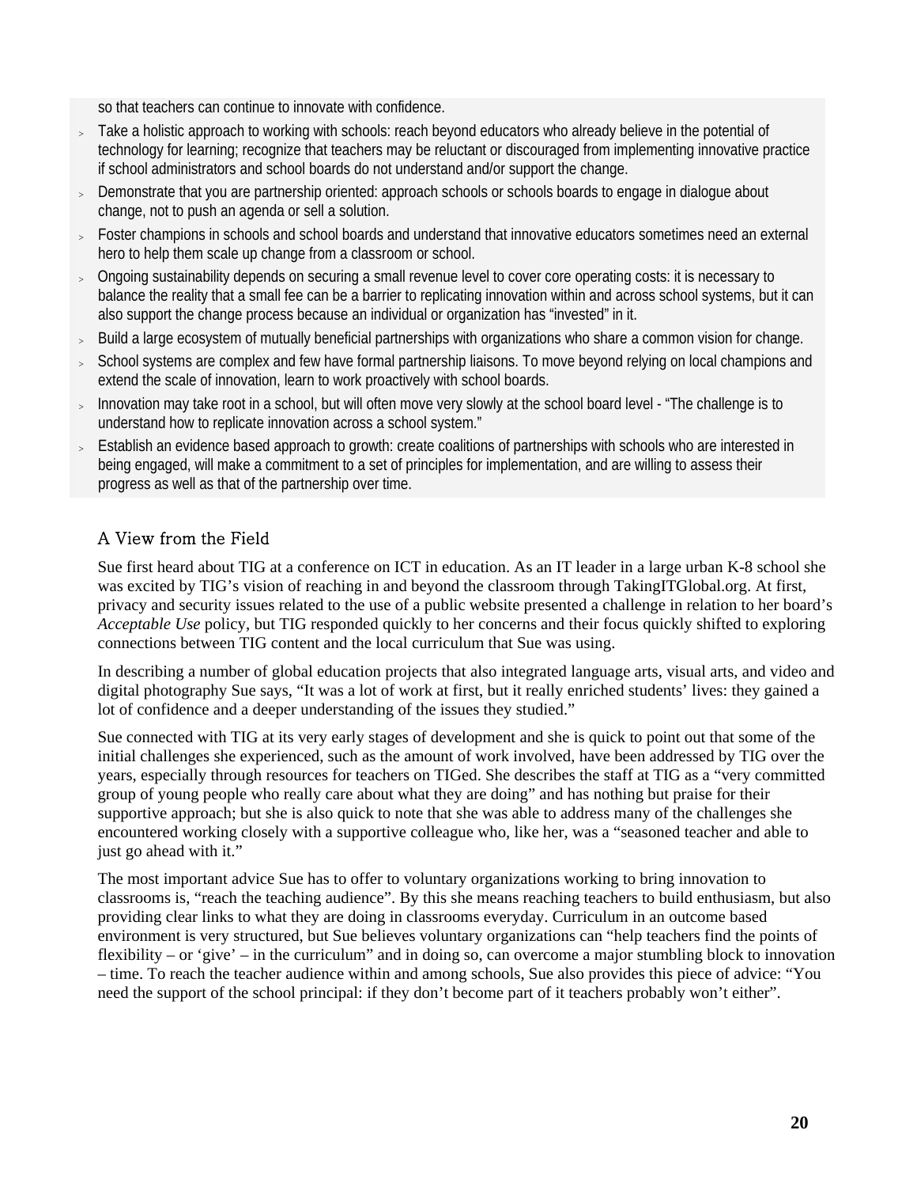so that teachers can continue to innovate with confidence.

- Take a holistic approach to working with schools: reach beyond educators who already believe in the potential of technology for learning; recognize that teachers may be reluctant or discouraged from implementing innovative practice if school administrators and school boards do not understand and/or support the change.
- Demonstrate that you are partnership oriented: approach schools or schools boards to engage in dialogue about change, not to push an agenda or sell a solution.
- Foster champions in schools and school boards and understand that innovative educators sometimes need an external hero to help them scale up change from a classroom or school.
- Ongoing sustainability depends on securing a small revenue level to cover core operating costs: it is necessary to balance the reality that a small fee can be a barrier to replicating innovation within and across school systems, but it can also support the change process because an individual or organization has "invested" in it.
- Build a large ecosystem of mutually beneficial partnerships with organizations who share a common vision for change.
- School systems are complex and few have formal partnership liaisons. To move beyond relying on local champions and extend the scale of innovation, learn to work proactively with school boards.
- Innovation may take root in a school, but will often move very slowly at the school board level - "The challenge is to understand how to replicate innovation across a school system."
- Establish an evidence based approach to growth: create coalitions of partnerships with schools who are interested in being engaged, will make a commitment to a set of principles for implementation, and are willing to assess their progress as well as that of the partnership over time.

## A View from the Field

Sue first heard about TIG at a conference on ICT in education. As an IT leader in a large urban K-8 school she was excited by TIG's vision of reaching in and beyond the classroom through TakingITGlobal.org. At first, privacy and security issues related to the use of a public website presented a challenge in relation to her board's *Acceptable Use* policy, but TIG responded quickly to her concerns and their focus quickly shifted to exploring connections between TIG content and the local curriculum that Sue was using.

In describing a number of global education projects that also integrated language arts, visual arts, and video and digital photography Sue says, "It was a lot of work at first, but it really enriched students' lives: they gained a lot of confidence and a deeper understanding of the issues they studied."

Sue connected with TIG at its very early stages of development and she is quick to point out that some of the initial challenges she experienced, such as the amount of work involved, have been addressed by TIG over the years, especially through resources for teachers on TIGed. She describes the staff at TIG as a "very committed group of young people who really care about what they are doing" and has nothing but praise for their supportive approach; but she is also quick to note that she was able to address many of the challenges she encountered working closely with a supportive colleague who, like her, was a "seasoned teacher and able to just go ahead with it."

The most important advice Sue has to offer to voluntary organizations working to bring innovation to classrooms is, "reach the teaching audience". By this she means reaching teachers to build enthusiasm, but also providing clear links to what they are doing in classrooms everyday. Curriculum in an outcome based environment is very structured, but Sue believes voluntary organizations can "help teachers find the points of flexibility – or 'give' – in the curriculum" and in doing so, can overcome a major stumbling block to innovation – time. To reach the teacher audience within and among schools, Sue also provides this piece of advice: "You need the support of the school principal: if they don't become part of it teachers probably won't either".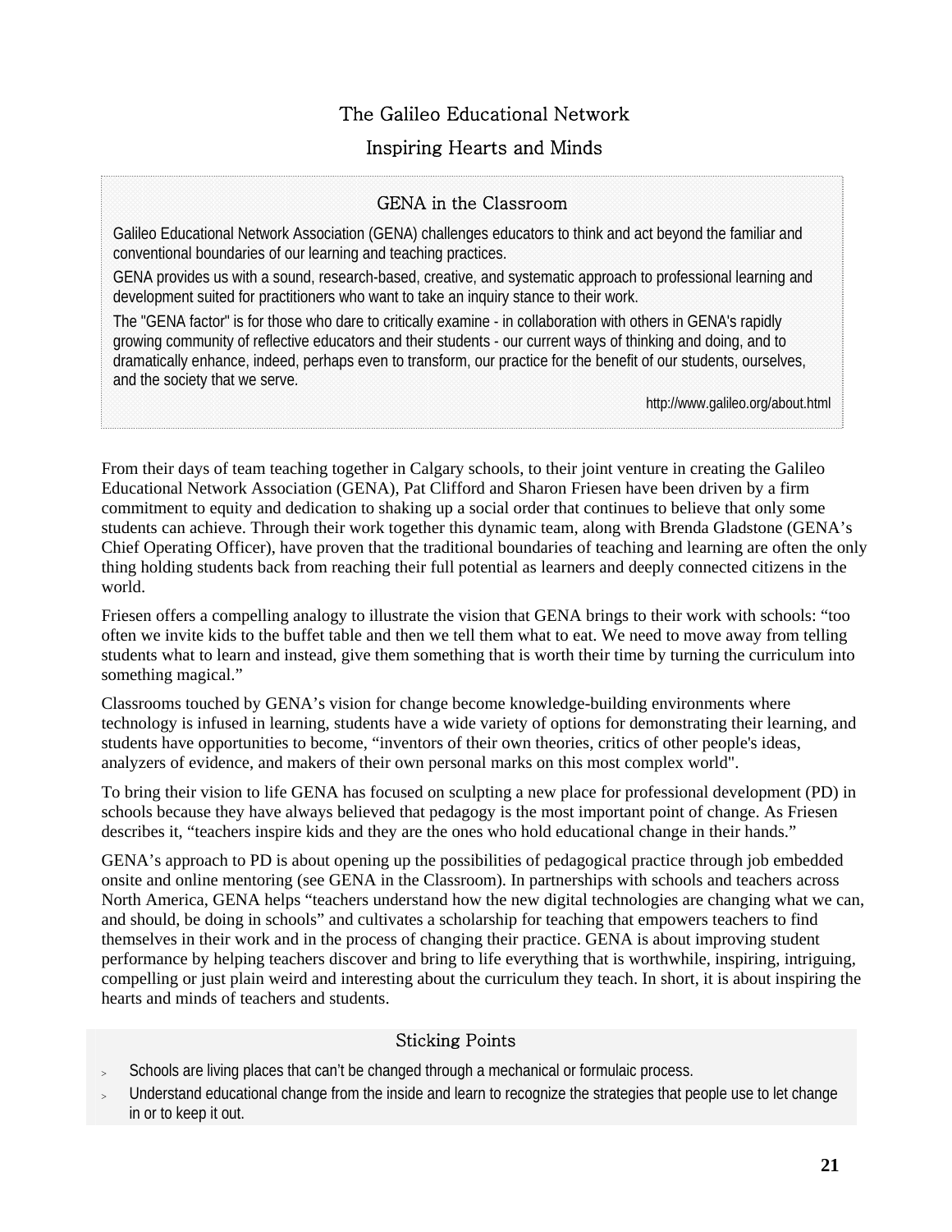## The Galileo Educational Network

### Inspiring Hearts and Minds

### GENA in the Classroom

Galileo Educational Network Association (GENA) challenges educators to think and act beyond the familiar and conventional boundaries of our learning and teaching practices.

GENA provides us with a sound, research-based, creative, and systematic approach to professional learning and development suited for practitioners who want to take an inquiry stance to their work.

The "GENA factor" is for those who dare to critically examine - in collaboration with others in GENA's rapidly growing community of reflective educators and their students - our current ways of thinking and doing, and to dramatically enhance, indeed, perhaps even to transform, our practice for the benefit of our students, ourselves, and the society that we serve.

http://www.galileo.org/about.html

From their days of team teaching together in Calgary schools, to their joint venture in creating the Galileo Educational Network Association (GENA), Pat Clifford and Sharon Friesen have been driven by a firm commitment to equity and dedication to shaking up a social order that continues to believe that only some students can achieve. Through their work together this dynamic team, along with Brenda Gladstone (GENA's Chief Operating Officer), have proven that the traditional boundaries of teaching and learning are often the only thing holding students back from reaching their full potential as learners and deeply connected citizens in the world.

Friesen offers a compelling analogy to illustrate the vision that GENA brings to their work with schools: "too often we invite kids to the buffet table and then we tell them what to eat. We need to move away from telling students what to learn and instead, give them something that is worth their time by turning the curriculum into something magical."

Classrooms touched by GENA's vision for change become knowledge-building environments where technology is infused in learning, students have a wide variety of options for demonstrating their learning, and students have opportunities to become, "inventors of their own theories, critics of other people's ideas, analyzers of evidence, and makers of their own personal marks on this most complex world".

To bring their vision to life GENA has focused on sculpting a new place for professional development (PD) in schools because they have always believed that pedagogy is the most important point of change. As Friesen describes it, "teachers inspire kids and they are the ones who hold educational change in their hands."

GENA's approach to PD is about opening up the possibilities of pedagogical practice through job embedded onsite and online mentoring (see GENA in the Classroom). In partnerships with schools and teachers across North America, GENA helps "teachers understand how the new digital technologies are changing what we can, and should, be doing in schools" and cultivates a scholarship for teaching that empowers teachers to find themselves in their work and in the process of changing their practice. GENA is about improving student performance by helping teachers discover and bring to life everything that is worthwhile, inspiring, intriguing, compelling or just plain weird and interesting about the curriculum they teach. In short, it is about inspiring the hearts and minds of teachers and students.

### Sticking Points

- Schools are living places that can't be changed through a mechanical or formulaic process.
- Understand educational change from the inside and learn to recognize the strategies that people use to let change in or to keep it out.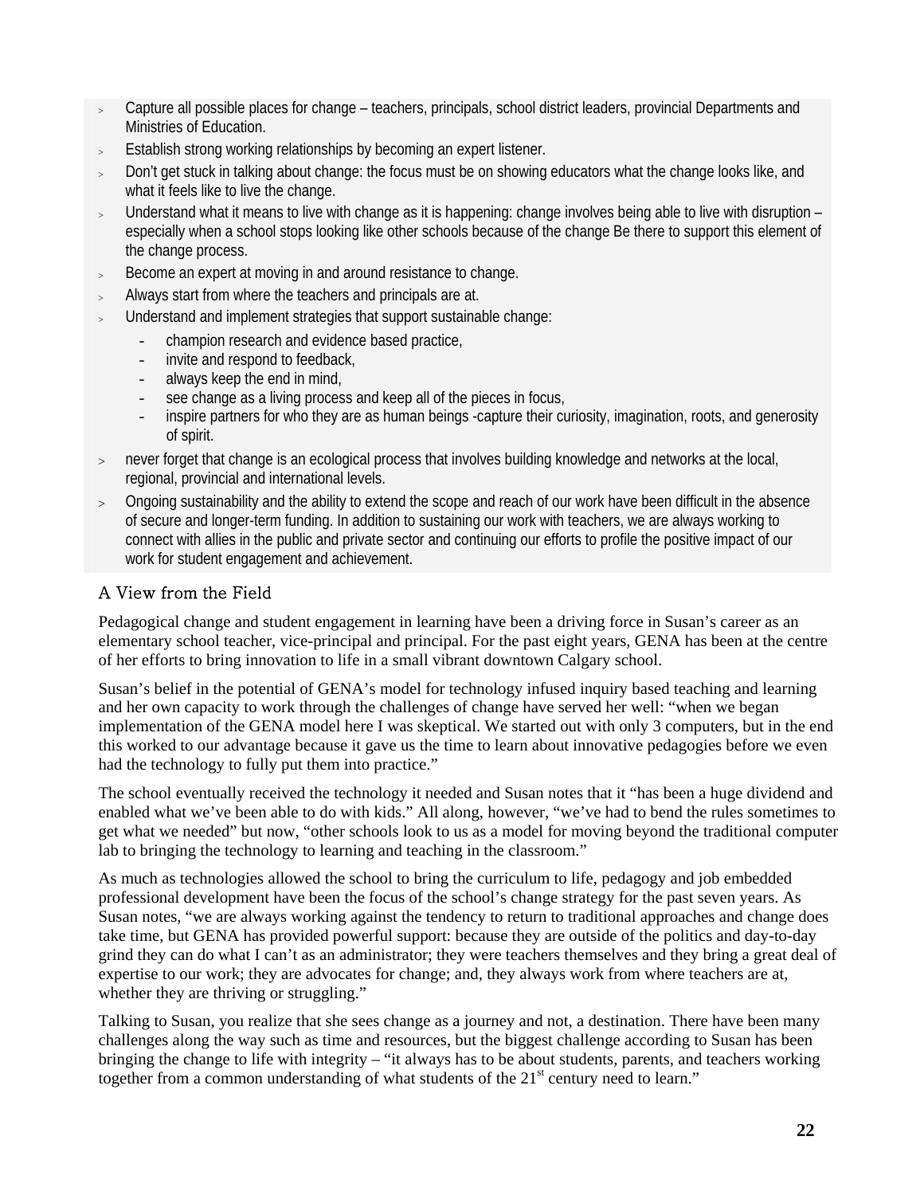- Capture all possible places for change – teachers, principals, school district leaders, provincial Departments and Ministries of Education.
- Establish strong working relationships by becoming an expert listener.
- Don't get stuck in talking about change: the focus must be on showing educators what the change looks like, and what it feels like to live the change.
- Understand what it means to live with change as it is happening: change involves being able to live with disruption – especially when a school stops looking like other schools because of the change Be there to support this element of the change process.
- Become an expert at moving in and around resistance to change.
- Always start from where the teachers and principals are at.
- Understand and implement strategies that support sustainable change:
  - champion research and evidence based practice,
  - invite and respond to feedback,
  - always keep the end in mind,
  - see change as a living process and keep all of the pieces in focus,
  - inspire partners for who they are as human beings -capture their curiosity, imagination, roots, and generosity of spirit.
- never forget that change is an ecological process that involves building knowledge and networks at the local, regional, provincial and international levels.
- Ongoing sustainability and the ability to extend the scope and reach of our work have been difficult in the absence of secure and longer-term funding. In addition to sustaining our work with teachers, we are always working to connect with allies in the public and private sector and continuing our efforts to profile the positive impact of our work for student engagement and achievement.

## A View from the Field

Pedagogical change and student engagement in learning have been a driving force in Susan's career as an elementary school teacher, vice-principal and principal. For the past eight years, GENA has been at the centre of her efforts to bring innovation to life in a small vibrant downtown Calgary school.

Susan's belief in the potential of GENA's model for technology infused inquiry based teaching and learning and her own capacity to work through the challenges of change have served her well: "when we began implementation of the GENA model here I was skeptical. We started out with only 3 computers, but in the end this worked to our advantage because it gave us the time to learn about innovative pedagogies before we even had the technology to fully put them into practice."

The school eventually received the technology it needed and Susan notes that it "has been a huge dividend and enabled what we've been able to do with kids." All along, however, "we've had to bend the rules sometimes to get what we needed" but now, "other schools look to us as a model for moving beyond the traditional computer lab to bringing the technology to learning and teaching in the classroom."

As much as technologies allowed the school to bring the curriculum to life, pedagogy and job embedded professional development have been the focus of the school's change strategy for the past seven years. As Susan notes, "we are always working against the tendency to return to traditional approaches and change does take time, but GENA has provided powerful support: because they are outside of the politics and day-to-day grind they can do what I can't as an administrator; they were teachers themselves and they bring a great deal of expertise to our work; they are advocates for change; and, they always work from where teachers are at, whether they are thriving or struggling."

Talking to Susan, you realize that she sees change as a journey and not, a destination. There have been many challenges along the way such as time and resources, but the biggest challenge according to Susan has been bringing the change to life with integrity – "it always has to be about students, parents, and teachers working together from a common understanding of what students of the 21st century need to learn."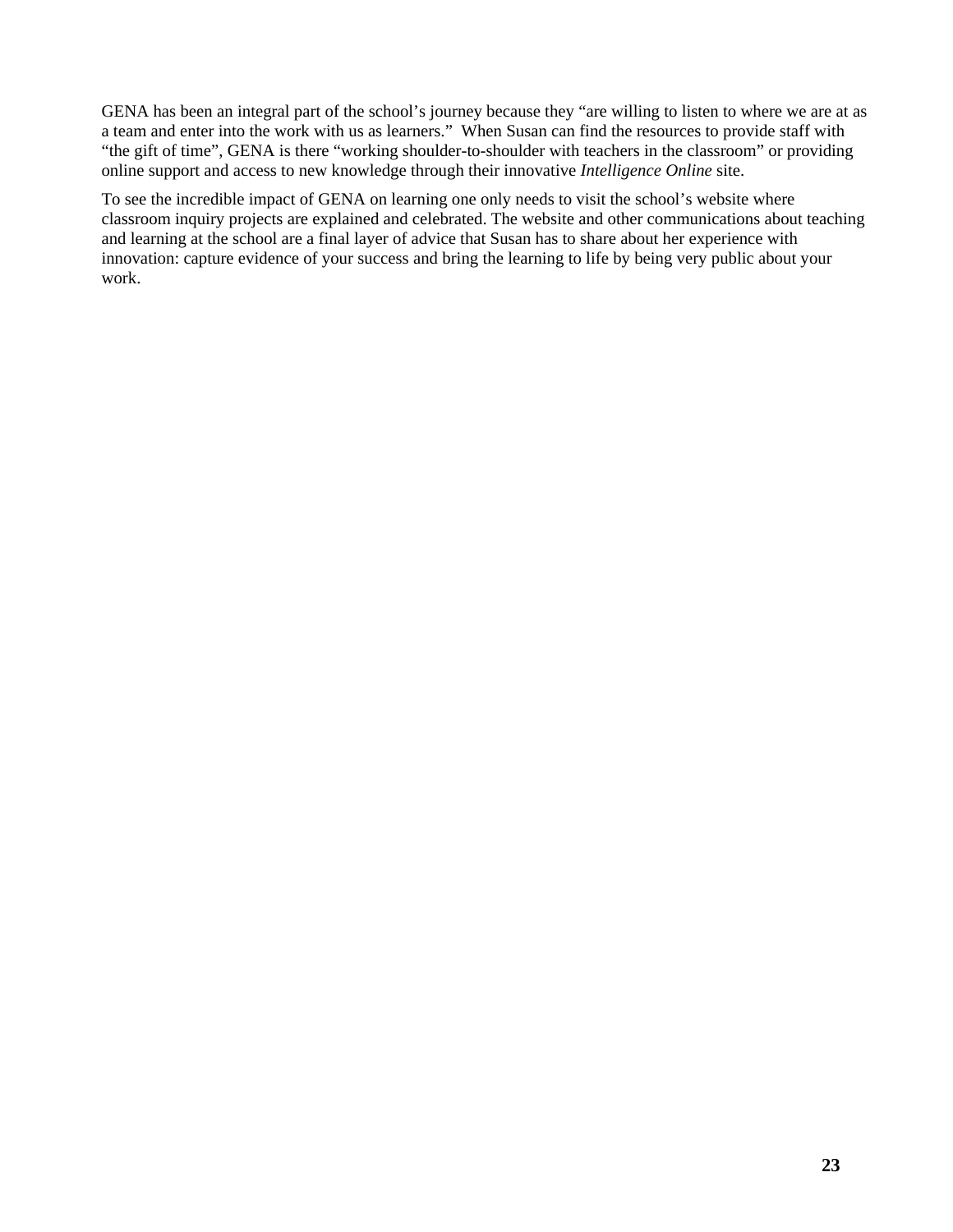GENA has been an integral part of the school's journey because they "are willing to listen to where we are at as a team and enter into the work with us as learners." When Susan can find the resources to provide staff with "the gift of time", GENA is there "working shoulder-to-shoulder with teachers in the classroom" or providing online support and access to new knowledge through their innovative *Intelligence Online* site.

To see the incredible impact of GENA on learning one only needs to visit the school's website where classroom inquiry projects are explained and celebrated. The website and other communications about teaching and learning at the school are a final layer of advice that Susan has to share about her experience with innovation: capture evidence of your success and bring the learning to life by being very public about your work.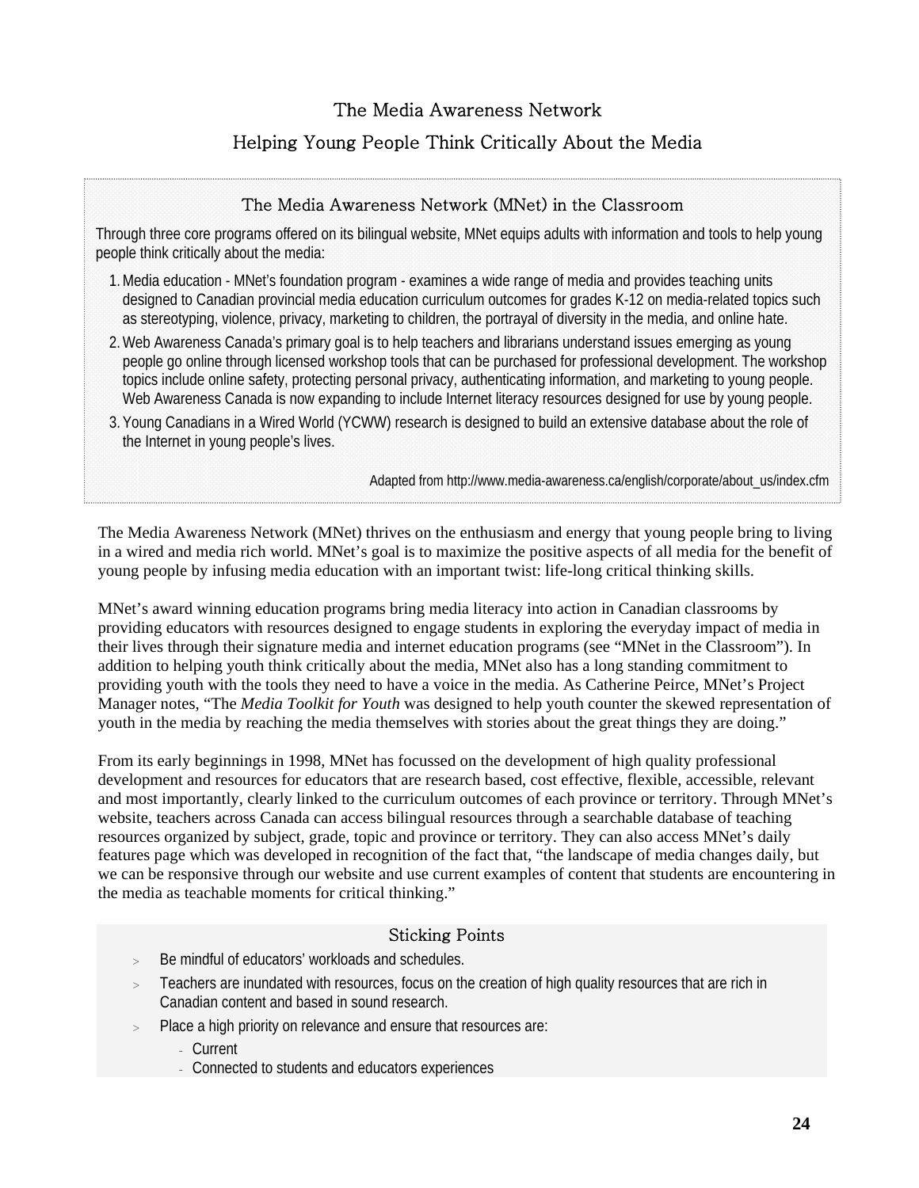# The Media Awareness Network

## Helping Young People Think Critically About the Media

### The Media Awareness Network (MNet) in the Classroom

Through three core programs offered on its bilingual website, MNet equips adults with information and tools to help young people think critically about the media:

1. Media education - MNet's foundation program - examines a wide range of media and provides teaching units designed to Canadian provincial media education curriculum outcomes for grades K-12 on media-related topics such as stereotyping, violence, privacy, marketing to children, the portrayal of diversity in the media, and online hate.
2. Web Awareness Canada's primary goal is to help teachers and librarians understand issues emerging as young people go online through licensed workshop tools that can be purchased for professional development. The workshop topics include online safety, protecting personal privacy, authenticating information, and marketing to young people. Web Awareness Canada is now expanding to include Internet literacy resources designed for use by young people.
3. Young Canadians in a Wired World (YCWW) research is designed to build an extensive database about the role of the Internet in young people's lives.

Adapted from http://www.media-awareness.ca/english/corporate/about_us/index.cfm

The Media Awareness Network (MNet) thrives on the enthusiasm and energy that young people bring to living in a wired and media rich world. MNet's goal is to maximize the positive aspects of all media for the benefit of young people by infusing media education with an important twist: life-long critical thinking skills.

MNet's award winning education programs bring media literacy into action in Canadian classrooms by providing educators with resources designed to engage students in exploring the everyday impact of media in their lives through their signature media and internet education programs (see "MNet in the Classroom"). In addition to helping youth think critically about the media, MNet also has a long standing commitment to providing youth with the tools they need to have a voice in the media. As Catherine Peirce, MNet's Project Manager notes, "The *Media Toolkit for Youth* was designed to help youth counter the skewed representation of youth in the media by reaching the media themselves with stories about the great things they are doing."

From its early beginnings in 1998, MNet has focussed on the development of high quality professional development and resources for educators that are research based, cost effective, flexible, accessible, relevant and most importantly, clearly linked to the curriculum outcomes of each province or territory. Through MNet's website, teachers across Canada can access bilingual resources through a searchable database of teaching resources organized by subject, grade, topic and province or territory. They can also access MNet's daily features page which was developed in recognition of the fact that, "the landscape of media changes daily, but we can be responsive through our website and use current examples of content that students are encountering in the media as teachable moments for critical thinking."

### Sticking Points

- Be mindful of educators' workloads and schedules.
- Teachers are inundated with resources, focus on the creation of high quality resources that are rich in Canadian content and based in sound research.
- Place a high priority on relevance and ensure that resources are:
  - Current
  - Connected to students and educators experiences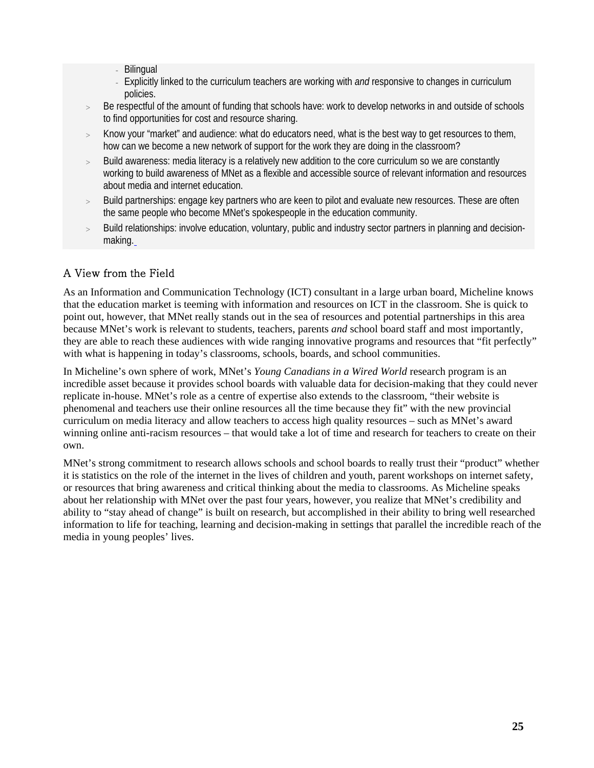- Bilingual
  - Explicitly linked to the curriculum teachers are working with *and* responsive to changes in curriculum policies.
- Be respectful of the amount of funding that schools have: work to develop networks in and outside of schools to find opportunities for cost and resource sharing.
- Know your "market" and audience: what do educators need, what is the best way to get resources to them, how can we become a new network of support for the work they are doing in the classroom?
- Build awareness: media literacy is a relatively new addition to the core curriculum so we are constantly working to build awareness of MNet as a flexible and accessible source of relevant information and resources about media and internet education.
- Build partnerships: engage key partners who are keen to pilot and evaluate new resources. These are often the same people who become MNet's spokespeople in the education community.
- Build relationships: involve education, voluntary, public and industry sector partners in planning and decision-making.

### A View from the Field

As an Information and Communication Technology (ICT) consultant in a large urban board, Micheline knows that the education market is teeming with information and resources on ICT in the classroom. She is quick to point out, however, that MNet really stands out in the sea of resources and potential partnerships in this area because MNet's work is relevant to students, teachers, parents *and* school board staff and most importantly, they are able to reach these audiences with wide ranging innovative programs and resources that "fit perfectly" with what is happening in today's classrooms, schools, boards, and school communities.

In Micheline's own sphere of work, MNet's *Young Canadians in a Wired World* research program is an incredible asset because it provides school boards with valuable data for decision-making that they could never replicate in-house. MNet's role as a centre of expertise also extends to the classroom, "their website is phenomenal and teachers use their online resources all the time because they fit" with the new provincial curriculum on media literacy and allow teachers to access high quality resources – such as MNet's award winning online anti-racism resources – that would take a lot of time and research for teachers to create on their own.

MNet's strong commitment to research allows schools and school boards to really trust their "product" whether it is statistics on the role of the internet in the lives of children and youth, parent workshops on internet safety, or resources that bring awareness and critical thinking about the media to classrooms. As Micheline speaks about her relationship with MNet over the past four years, however, you realize that MNet's credibility and ability to "stay ahead of change" is built on research, but accomplished in their ability to bring well researched information to life for teaching, learning and decision-making in settings that parallel the incredible reach of the media in young peoples' lives.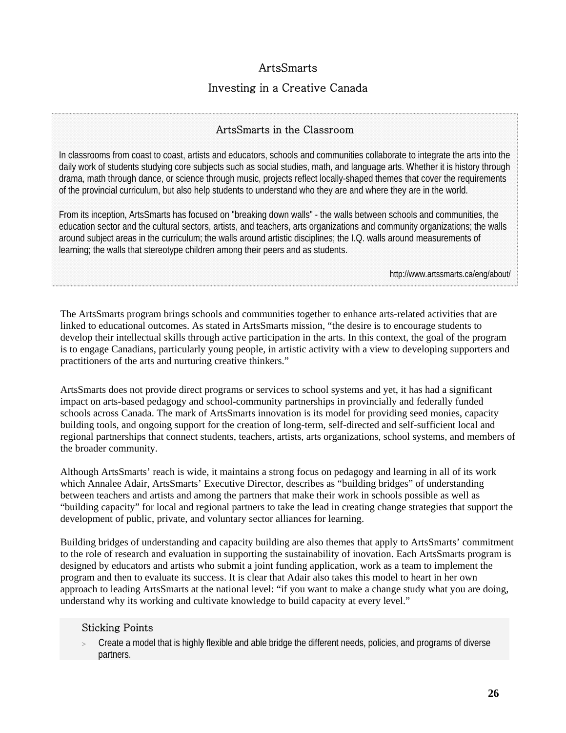# ArtsSmarts

## Investing in a Creative Canada

### ArtsSmarts in the Classroom

In classrooms from coast to coast, artists and educators, schools and communities collaborate to integrate the arts into the daily work of students studying core subjects such as social studies, math, and language arts. Whether it is history through drama, math through dance, or science through music, projects reflect locally-shaped themes that cover the requirements of the provincial curriculum, but also help students to understand who they are and where they are in the world.

From its inception, ArtsSmarts has focused on "breaking down walls" - the walls between schools and communities, the education sector and the cultural sectors, artists, and teachers, arts organizations and community organizations; the walls around subject areas in the curriculum; the walls around artistic disciplines; the I.Q. walls around measurements of learning; the walls that stereotype children among their peers and as students.

http://www.artssmarts.ca/eng/about/

The ArtsSmarts program brings schools and communities together to enhance arts-related activities that are linked to educational outcomes. As stated in ArtsSmarts mission, “the desire is to encourage students to develop their intellectual skills through active participation in the arts. In this context, the goal of the program is to engage Canadians, particularly young people, in artistic activity with a view to developing supporters and practitioners of the arts and nurturing creative thinkers.”

ArtsSmarts does not provide direct programs or services to school systems and yet, it has had a significant impact on arts-based pedagogy and school-community partnerships in provincially and federally funded schools across Canada. The mark of ArtsSmarts innovation is its model for providing seed monies, capacity building tools, and ongoing support for the creation of long-term, self-directed and self-sufficient local and regional partnerships that connect students, teachers, artists, arts organizations, school systems, and members of the broader community.

Although ArtsSmarts’ reach is wide, it maintains a strong focus on pedagogy and learning in all of its work which Annalee Adair, ArtsSmarts’ Executive Director, describes as “building bridges” of understanding between teachers and artists and among the partners that make their work in schools possible as well as “building capacity” for local and regional partners to take the lead in creating change strategies that support the development of public, private, and voluntary sector alliances for learning.

Building bridges of understanding and capacity building are also themes that apply to ArtsSmarts’ commitment to the role of research and evaluation in supporting the sustainability of inovation. Each ArtsSmarts program is designed by educators and artists who submit a joint funding application, work as a team to implement the program and then to evaluate its success. It is clear that Adair also takes this model to heart in her own approach to leading ArtsSmarts at the national level: “if you want to make a change study what you are doing, understand why its working and cultivate knowledge to build capacity at every level.”

### Sticking Points

- Create a model that is highly flexible and able bridge the different needs, policies, and programs of diverse partners.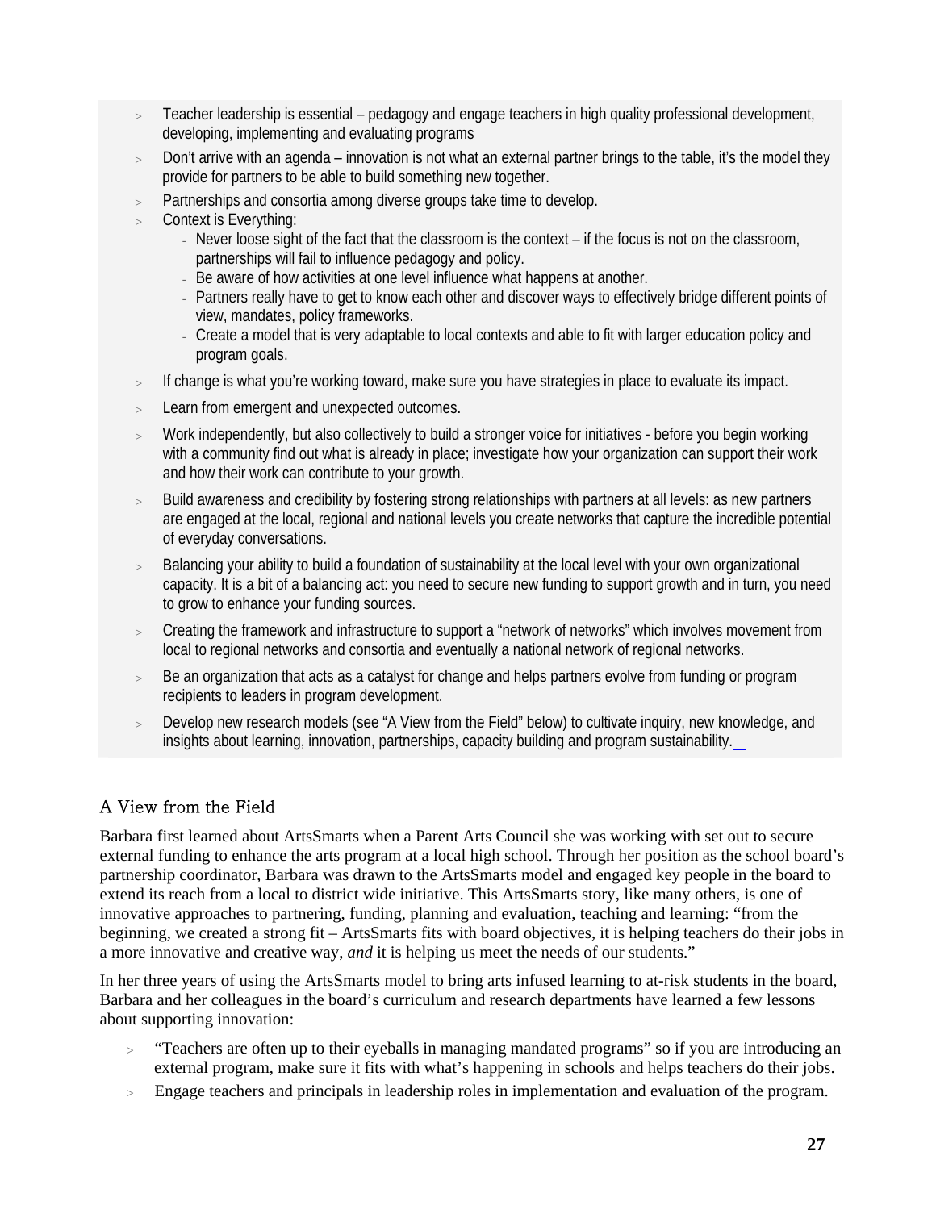- Teacher leadership is essential – pedagogy and engage teachers in high quality professional development, developing, implementing and evaluating programs
- Don't arrive with an agenda – innovation is not what an external partner brings to the table, it's the model they provide for partners to be able to build something new together.
- Partnerships and consortia among diverse groups take time to develop.
- Context is Everything:
  - Never loose sight of the fact that the classroom is the context – if the focus is not on the classroom, partnerships will fail to influence pedagogy and policy.
  - Be aware of how activities at one level influence what happens at another.
  - Partners really have to get to know each other and discover ways to effectively bridge different points of view, mandates, policy frameworks.
  - Create a model that is very adaptable to local contexts and able to fit with larger education policy and program goals.
- If change is what you're working toward, make sure you have strategies in place to evaluate its impact.
- Learn from emergent and unexpected outcomes.
- Work independently, but also collectively to build a stronger voice for initiatives - before you begin working with a community find out what is already in place; investigate how your organization can support their work and how their work can contribute to your growth.
- Build awareness and credibility by fostering strong relationships with partners at all levels: as new partners are engaged at the local, regional and national levels you create networks that capture the incredible potential of everyday conversations.
- Balancing your ability to build a foundation of sustainability at the local level with your own organizational capacity. It is a bit of a balancing act: you need to secure new funding to support growth and in turn, you need to grow to enhance your funding sources.
- Creating the framework and infrastructure to support a "network of networks" which involves movement from local to regional networks and consortia and eventually a national network of regional networks.
- Be an organization that acts as a catalyst for change and helps partners evolve from funding or program recipients to leaders in program development.
- Develop new research models (see "A View from the Field" below) to cultivate inquiry, new knowledge, and insights about learning, innovation, partnerships, capacity building and program sustainability.

## A View from the Field

Barbara first learned about ArtsSmarts when a Parent Arts Council she was working with set out to secure external funding to enhance the arts program at a local high school. Through her position as the school board's partnership coordinator, Barbara was drawn to the ArtsSmarts model and engaged key people in the board to extend its reach from a local to district wide initiative. This ArtsSmarts story, like many others, is one of innovative approaches to partnering, funding, planning and evaluation, teaching and learning: "from the beginning, we created a strong fit – ArtsSmarts fits with board objectives, it is helping teachers do their jobs in a more innovative and creative way, *and* it is helping us meet the needs of our students."

In her three years of using the ArtsSmarts model to bring arts infused learning to at-risk students in the board, Barbara and her colleagues in the board's curriculum and research departments have learned a few lessons about supporting innovation:

- "Teachers are often up to their eyeballs in managing mandated programs" so if you are introducing an external program, make sure it fits with what's happening in schools and helps teachers do their jobs.
- Engage teachers and principals in leadership roles in implementation and evaluation of the program.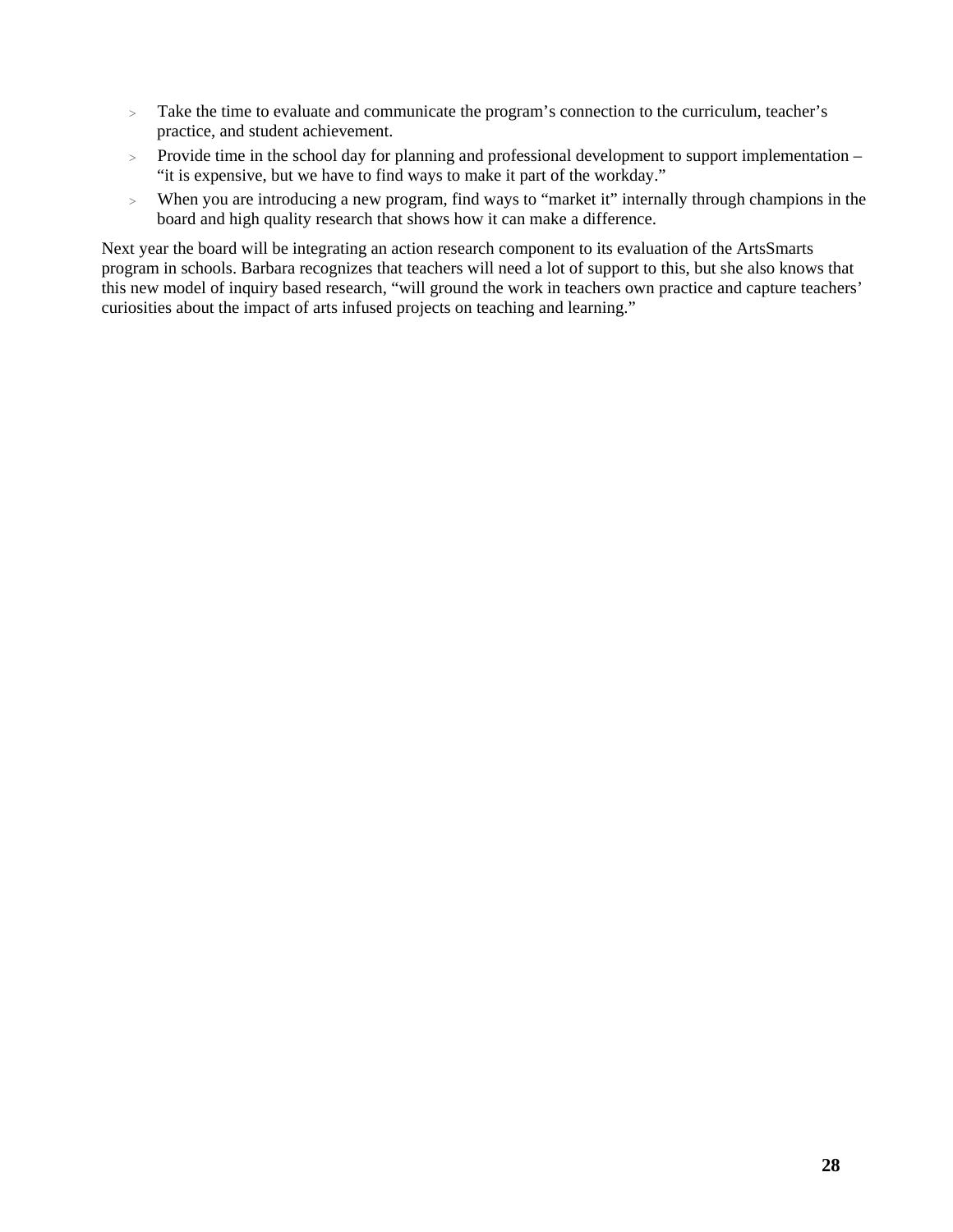- Take the time to evaluate and communicate the program's connection to the curriculum, teacher's practice, and student achievement.
- Provide time in the school day for planning and professional development to support implementation – "it is expensive, but we have to find ways to make it part of the workday."
- When you are introducing a new program, find ways to "market it" internally through champions in the board and high quality research that shows how it can make a difference.

Next year the board will be integrating an action research component to its evaluation of the ArtsSmarts program in schools. Barbara recognizes that teachers will need a lot of support to this, but she also knows that this new model of inquiry based research, "will ground the work in teachers own practice and capture teachers' curiosities about the impact of arts infused projects on teaching and learning."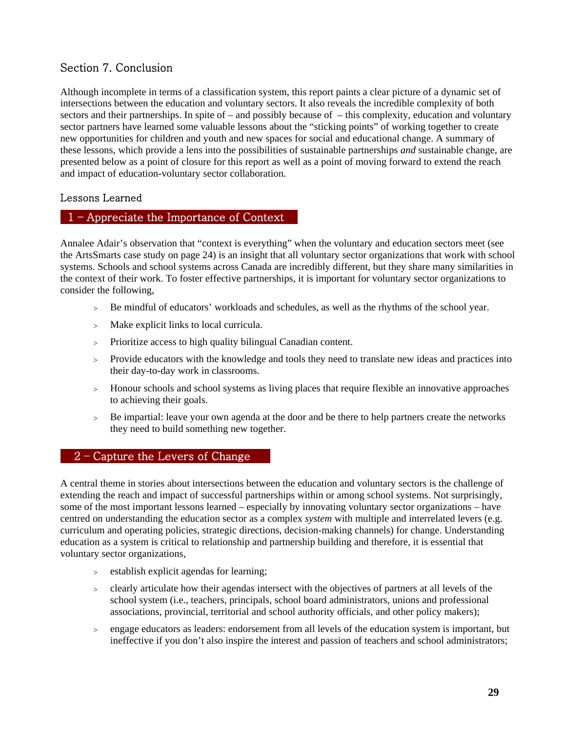## Section 7. Conclusion

Although incomplete in terms of a classification system, this report paints a clear picture of a dynamic set of intersections between the education and voluntary sectors. It also reveals the incredible complexity of both sectors and their partnerships. In spite of – and possibly because of – this complexity, education and voluntary sector partners have learned some valuable lessons about the "sticking points" of working together to create new opportunities for children and youth and new spaces for social and educational change. A summary of these lessons, which provide a lens into the possibilities of sustainable partnerships *and* sustainable change, are presented below as a point of closure for this report as well as a point of moving forward to extend the reach and impact of education-voluntary sector collaboration.

### Lessons Learned

#### 1 – Appreciate the Importance of Context

Annalee Adair's observation that "context is everything" when the voluntary and education sectors meet (see the ArtsSmarts case study on page 24) is an insight that all voluntary sector organizations that work with school systems. Schools and school systems across Canada are incredibly different, but they share many similarities in the context of their work. To foster effective partnerships, it is important for voluntary sector organizations to consider the following,

- Be mindful of educators' workloads and schedules, as well as the rhythms of the school year.
- Make explicit links to local curricula.
- Prioritize access to high quality bilingual Canadian content.
- Provide educators with the knowledge and tools they need to translate new ideas and practices into their day-to-day work in classrooms.
- Honour schools and school systems as living places that require flexible an innovative approaches to achieving their goals.
- Be impartial: leave your own agenda at the door and be there to help partners create the networks they need to build something new together.

#### 2 – Capture the Levers of Change

A central theme in stories about intersections between the education and voluntary sectors is the challenge of extending the reach and impact of successful partnerships within or among school systems. Not surprisingly, some of the most important lessons learned – especially by innovating voluntary sector organizations – have centred on understanding the education sector as a complex *system* with multiple and interrelated levers (e.g. curriculum and operating policies, strategic directions, decision-making channels) for change. Understanding education as a system is critical to relationship and partnership building and therefore, it is essential that voluntary sector organizations,

- establish explicit agendas for learning;
- clearly articulate how their agendas intersect with the objectives of partners at all levels of the school system (i.e., teachers, principals, school board administrators, unions and professional associations, provincial, territorial and school authority officials, and other policy makers);
- engage educators as leaders: endorsement from all levels of the education system is important, but ineffective if you don't also inspire the interest and passion of teachers and school administrators;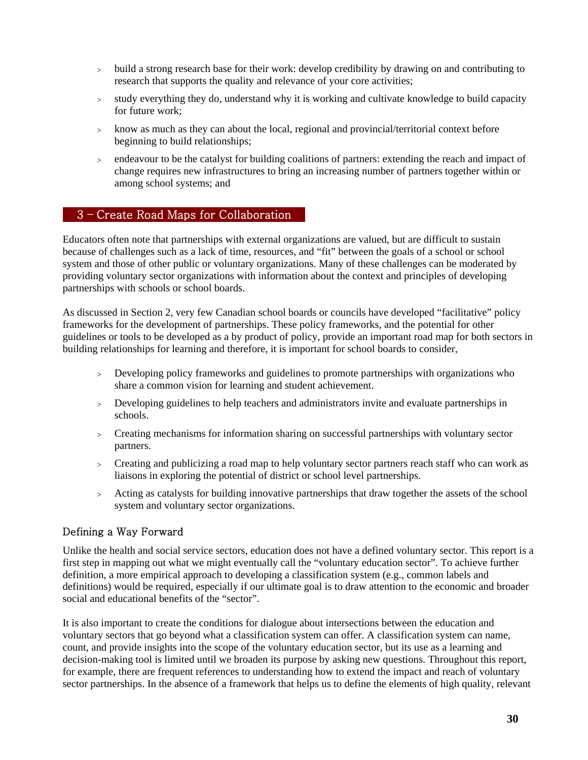- build a strong research base for their work: develop credibility by drawing on and contributing to research that supports the quality and relevance of your core activities;
- study everything they do, understand why it is working and cultivate knowledge to build capacity for future work;
- know as much as they can about the local, regional and provincial/territorial context before beginning to build relationships;
- endeavour to be the catalyst for building coalitions of partners: extending the reach and impact of change requires new infrastructures to bring an increasing number of partners together within or among school systems; and

## 3 – Create Road Maps for Collaboration

Educators often note that partnerships with external organizations are valued, but are difficult to sustain because of challenges such as a lack of time, resources, and "fit" between the goals of a school or school system and those of other public or voluntary organizations. Many of these challenges can be moderated by providing voluntary sector organizations with information about the context and principles of developing partnerships with schools or school boards.

As discussed in Section 2, very few Canadian school boards or councils have developed "facilitative" policy frameworks for the development of partnerships. These policy frameworks, and the potential for other guidelines or tools to be developed as a by product of policy, provide an important road map for both sectors in building relationships for learning and therefore, it is important for school boards to consider,

- Developing policy frameworks and guidelines to promote partnerships with organizations who share a common vision for learning and student achievement.
- Developing guidelines to help teachers and administrators invite and evaluate partnerships in schools.
- Creating mechanisms for information sharing on successful partnerships with voluntary sector partners.
- Creating and publicizing a road map to help voluntary sector partners reach staff who can work as liaisons in exploring the potential of district or school level partnerships.
- Acting as catalysts for building innovative partnerships that draw together the assets of the school system and voluntary sector organizations.

### Defining a Way Forward

Unlike the health and social service sectors, education does not have a defined voluntary sector. This report is a first step in mapping out what we might eventually call the "voluntary education sector". To achieve further definition, a more empirical approach to developing a classification system (e.g., common labels and definitions) would be required, especially if our ultimate goal is to draw attention to the economic and broader social and educational benefits of the "sector".

It is also important to create the conditions for dialogue about intersections between the education and voluntary sectors that go beyond what a classification system can offer. A classification system can name, count, and provide insights into the scope of the voluntary education sector, but its use as a learning and decision-making tool is limited until we broaden its purpose by asking new questions. Throughout this report, for example, there are frequent references to understanding how to extend the impact and reach of voluntary sector partnerships. In the absence of a framework that helps us to define the elements of high quality, relevant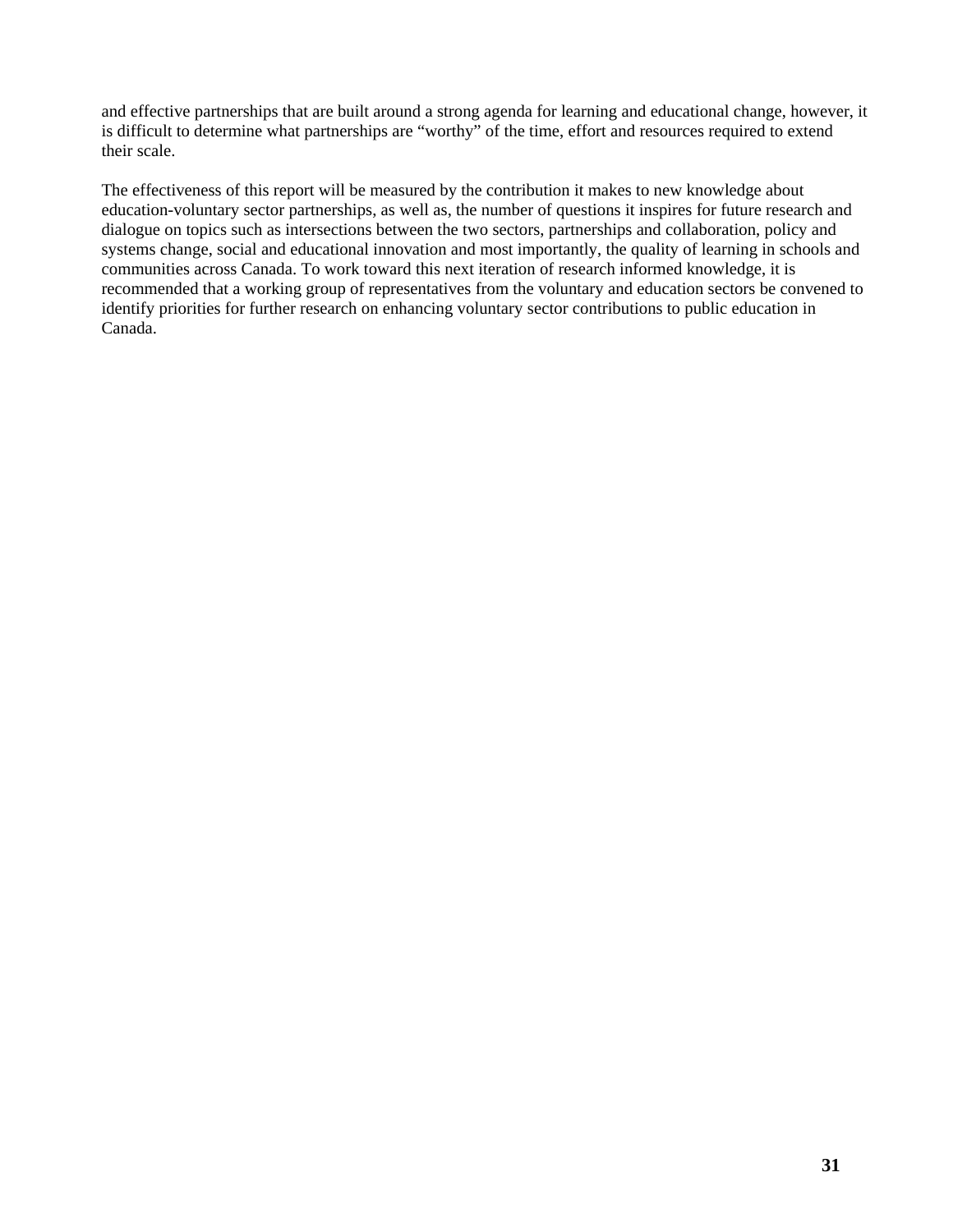and effective partnerships that are built around a strong agenda for learning and educational change, however, it is difficult to determine what partnerships are "worthy" of the time, effort and resources required to extend their scale.

The effectiveness of this report will be measured by the contribution it makes to new knowledge about education-voluntary sector partnerships, as well as, the number of questions it inspires for future research and dialogue on topics such as intersections between the two sectors, partnerships and collaboration, policy and systems change, social and educational innovation and most importantly, the quality of learning in schools and communities across Canada. To work toward this next iteration of research informed knowledge, it is recommended that a working group of representatives from the voluntary and education sectors be convened to identify priorities for further research on enhancing voluntary sector contributions to public education in Canada.